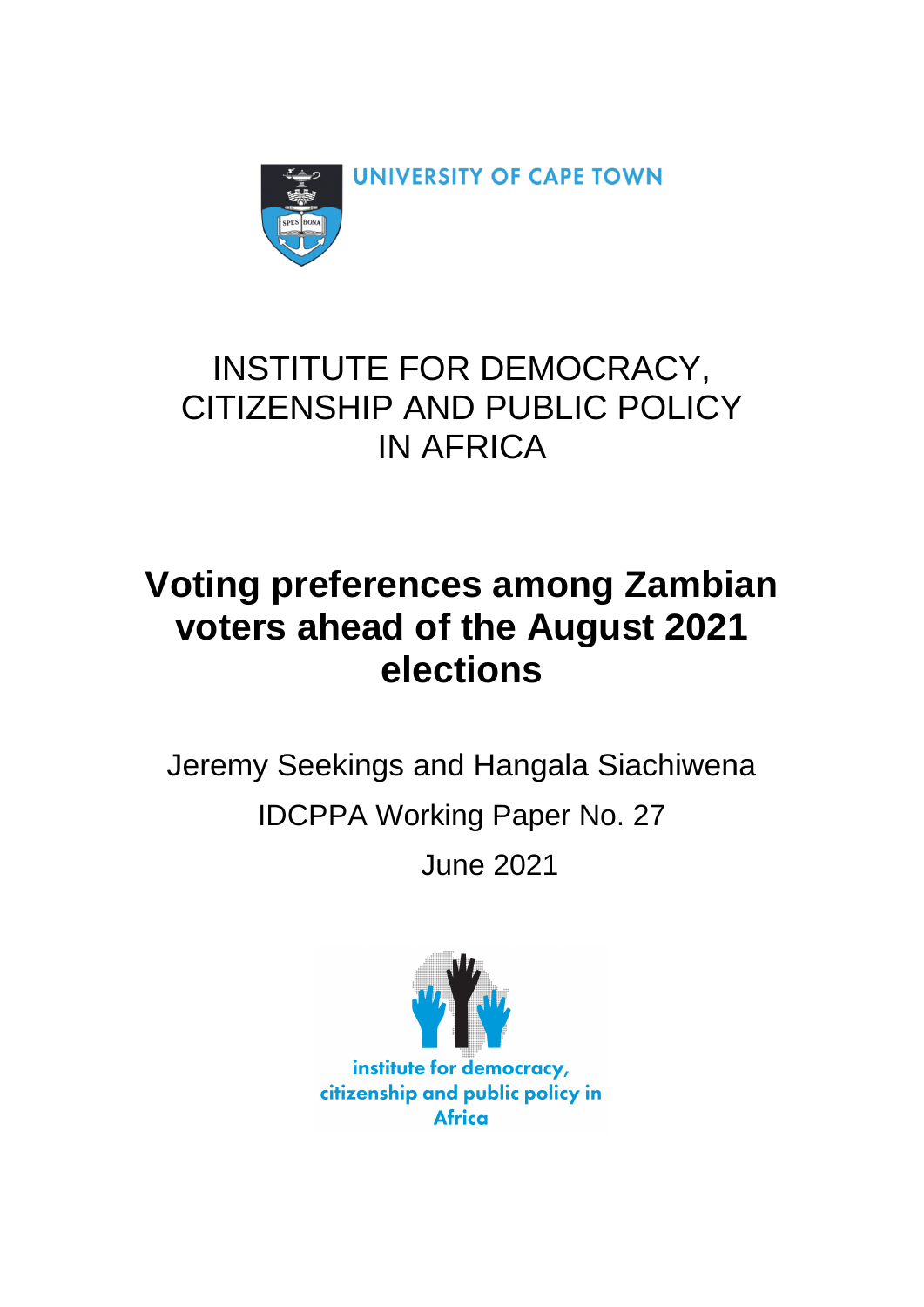UNIVERSITY OF CAPE TOWN

INSTITUTE FOR DEMOCRACY, CITIZENSHIP AND PUBLIC POLICY IN AFRICA

# Voting preferences among Zambian voters ahead of the August 2021 elections

Jeremy Seekings and Hangala Siachiwena

IDCPPA Working Paper No. 27

June 2021

institute for democracy, citizenship and public policy in Africa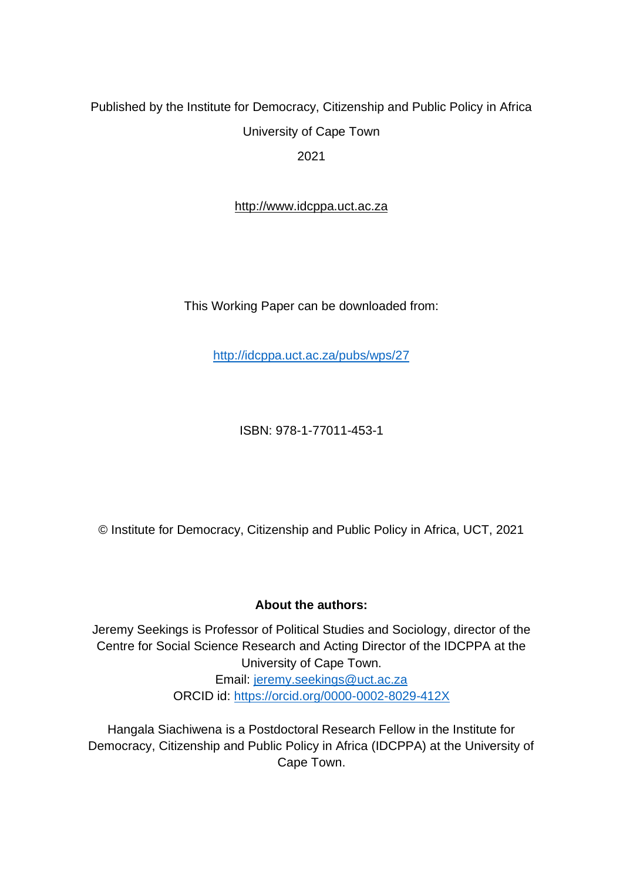Published by the Institute for Democracy, Citizenship and Public Policy in Africa

University of Cape Town

2021

http://www.idcppa.uct.ac.za

This Working Paper can be downloaded from:

http://idcppa.uct.ac.za/pubs/wps/27

ISBN: 978-1-77011-453-1

© Institute for Democracy, Citizenship and Public Policy in Africa, UCT, 2021

**About the authors:**

Jeremy Seekings is Professor of Political Studies and Sociology, director of the Centre for Social Science Research and Acting Director of the IDCPPA at the University of Cape Town.
Email: jeremy.seekings@uct.ac.za
ORCID id: https://orcid.org/0000-0002-8029-412X

Hangala Siachiwena is a Postdoctoral Research Fellow in the Institute for Democracy, Citizenship and Public Policy in Africa (IDCPPA) at the University of Cape Town.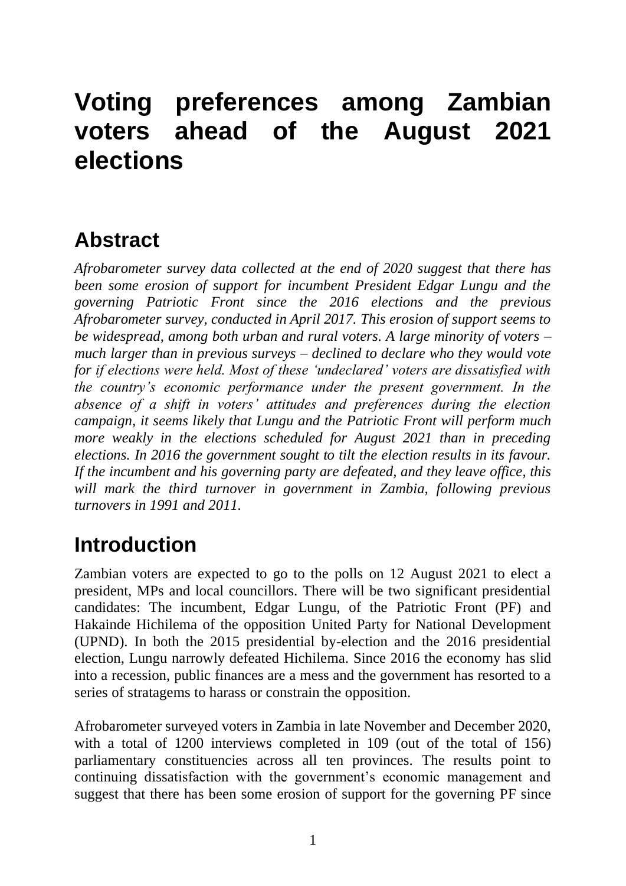# Voting preferences among Zambian voters ahead of the August 2021 elections

## Abstract

*Afrobarometer survey data collected at the end of 2020 suggest that there has been some erosion of support for incumbent President Edgar Lungu and the governing Patriotic Front since the 2016 elections and the previous Afrobarometer survey, conducted in April 2017. This erosion of support seems to be widespread, among both urban and rural voters. A large minority of voters – much larger than in previous surveys – declined to declare who they would vote for if elections were held. Most of these 'undeclared' voters are dissatisfied with the country's economic performance under the present government. In the absence of a shift in voters' attitudes and preferences during the election campaign, it seems likely that Lungu and the Patriotic Front will perform much more weakly in the elections scheduled for August 2021 than in preceding elections. In 2016 the government sought to tilt the election results in its favour. If the incumbent and his governing party are defeated, and they leave office, this will mark the third turnover in government in Zambia, following previous turnovers in 1991 and 2011.*

## Introduction

Zambian voters are expected to go to the polls on 12 August 2021 to elect a president, MPs and local councillors. There will be two significant presidential candidates: The incumbent, Edgar Lungu, of the Patriotic Front (PF) and Hakainde Hichilema of the opposition United Party for National Development (UPND). In both the 2015 presidential by-election and the 2016 presidential election, Lungu narrowly defeated Hichilema. Since 2016 the economy has slid into a recession, public finances are a mess and the government has resorted to a series of stratagems to harass or constrain the opposition.

Afrobarometer surveyed voters in Zambia in late November and December 2020, with a total of 1200 interviews completed in 109 (out of the total of 156) parliamentary constituencies across all ten provinces. The results point to continuing dissatisfaction with the government's economic management and suggest that there has been some erosion of support for the governing PF since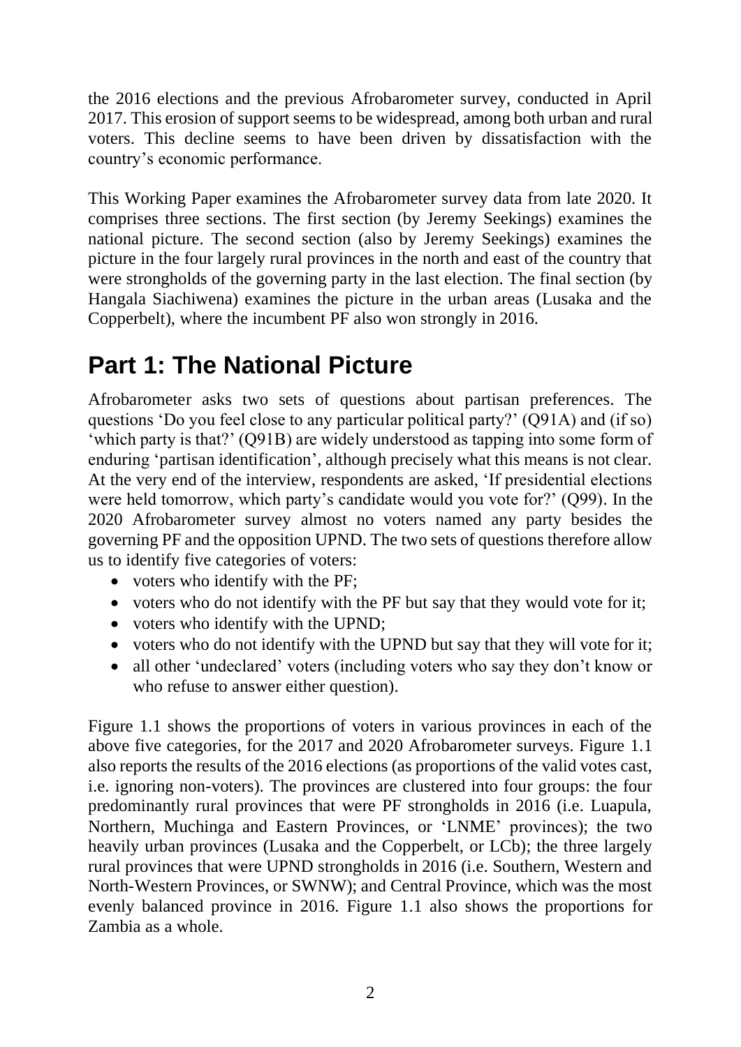the 2016 elections and the previous Afrobarometer survey, conducted in April 2017. This erosion of support seems to be widespread, among both urban and rural voters. This decline seems to have been driven by dissatisfaction with the country's economic performance.

This Working Paper examines the Afrobarometer survey data from late 2020. It comprises three sections. The first section (by Jeremy Seekings) examines the national picture. The second section (also by Jeremy Seekings) examines the picture in the four largely rural provinces in the north and east of the country that were strongholds of the governing party in the last election. The final section (by Hangala Siachiwena) examines the picture in the urban areas (Lusaka and the Copperbelt), where the incumbent PF also won strongly in 2016.

# Part 1: The National Picture

Afrobarometer asks two sets of questions about partisan preferences. The questions 'Do you feel close to any particular political party?' (Q91A) and (if so) 'which party is that?' (Q91B) are widely understood as tapping into some form of enduring 'partisan identification', although precisely what this means is not clear. At the very end of the interview, respondents are asked, 'If presidential elections were held tomorrow, which party's candidate would you vote for?' (Q99). In the 2020 Afrobarometer survey almost no voters named any party besides the governing PF and the opposition UPND. The two sets of questions therefore allow us to identify five categories of voters:

- voters who identify with the PF;
- voters who do not identify with the PF but say that they would vote for it;
- voters who identify with the UPND;
- voters who do not identify with the UPND but say that they will vote for it;
- all other 'undeclared' voters (including voters who say they don't know or who refuse to answer either question).

Figure 1.1 shows the proportions of voters in various provinces in each of the above five categories, for the 2017 and 2020 Afrobarometer surveys. Figure 1.1 also reports the results of the 2016 elections (as proportions of the valid votes cast, i.e. ignoring non-voters). The provinces are clustered into four groups: the four predominantly rural provinces that were PF strongholds in 2016 (i.e. Luapula, Northern, Muchinga and Eastern Provinces, or 'LNME' provinces); the two heavily urban provinces (Lusaka and the Copperbelt, or LCb); the three largely rural provinces that were UPND strongholds in 2016 (i.e. Southern, Western and North-Western Provinces, or SWNW); and Central Province, which was the most evenly balanced province in 2016. Figure 1.1 also shows the proportions for Zambia as a whole.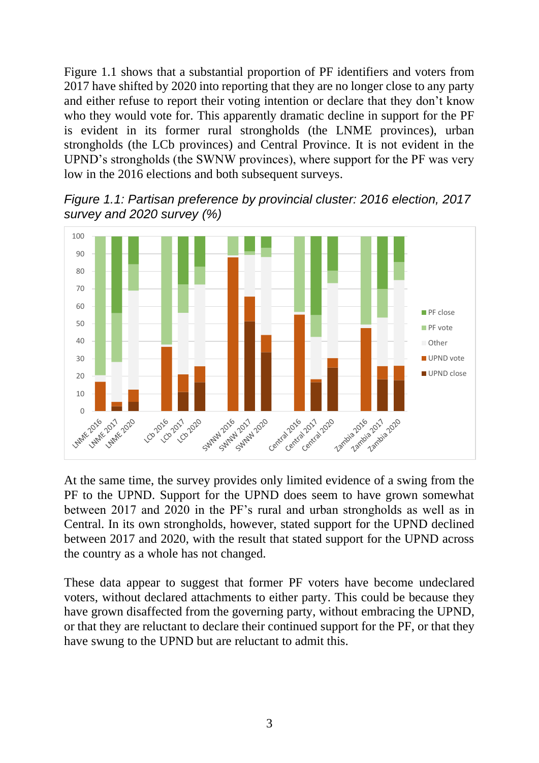Figure 1.1 shows that a substantial proportion of PF identifiers and voters from 2017 have shifted by 2020 into reporting that they are no longer close to any party and either refuse to report their voting intention or declare that they don't know who they would vote for. This apparently dramatic decline in support for the PF is evident in its former rural strongholds (the LNME provinces), urban strongholds (the LCb provinces) and Central Province. It is not evident in the UPND's strongholds (the SWNW provinces), where support for the PF was very low in the 2016 elections and both subsequent surveys.

*Figure 1.1: Partisan preference by provincial cluster: 2016 election, 2017 survey and 2020 survey (%)*

At the same time, the survey provides only limited evidence of a swing from the PF to the UPND. Support for the UPND does seem to have grown somewhat between 2017 and 2020 in the PF's rural and urban strongholds as well as in Central. In its own strongholds, however, stated support for the UPND declined between 2017 and 2020, with the result that stated support for the UPND across the country as a whole has not changed.

These data appear to suggest that former PF voters have become undeclared voters, without declared attachments to either party. This could be because they have grown disaffected from the governing party, without embracing the UPND, or that they are reluctant to declare their continued support for the PF, or that they have swung to the UPND but are reluctant to admit this.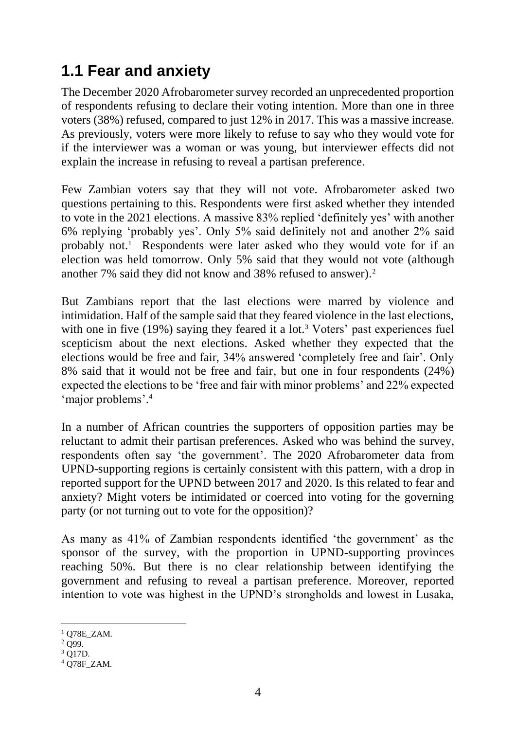## 1.1 Fear and anxiety

The December 2020 Afrobarometer survey recorded an unprecedented proportion of respondents refusing to declare their voting intention. More than one in three voters (38%) refused, compared to just 12% in 2017. This was a massive increase. As previously, voters were more likely to refuse to say who they would vote for if the interviewer was a woman or was young, but interviewer effects did not explain the increase in refusing to reveal a partisan preference.

Few Zambian voters say that they will not vote. Afrobarometer asked two questions pertaining to this. Respondents were first asked whether they intended to vote in the 2021 elections. A massive 83% replied 'definitely yes' with another 6% replying 'probably yes'. Only 5% said definitely not and another 2% said probably not.[1] Respondents were later asked who they would vote for if an election was held tomorrow. Only 5% said that they would not vote (although another 7% said they did not know and 38% refused to answer).[2]

But Zambians report that the last elections were marred by violence and intimidation. Half of the sample said that they feared violence in the last elections, with one in five (19%) saying they feared it a lot.[3] Voters' past experiences fuel scepticism about the next elections. Asked whether they expected that the elections would be free and fair, 34% answered 'completely free and fair'. Only 8% said that it would not be free and fair, but one in four respondents (24%) expected the elections to be 'free and fair with minor problems' and 22% expected 'major problems'.[4]

In a number of African countries the supporters of opposition parties may be reluctant to admit their partisan preferences. Asked who was behind the survey, respondents often say 'the government'. The 2020 Afrobarometer data from UPND-supporting regions is certainly consistent with this pattern, with a drop in reported support for the UPND between 2017 and 2020. Is this related to fear and anxiety? Might voters be intimidated or coerced into voting for the governing party (or not turning out to vote for the opposition)?

As many as 41% of Zambian respondents identified 'the government' as the sponsor of the survey, with the proportion in UPND-supporting provinces reaching 50%. But there is no clear relationship between identifying the government and refusing to reveal a partisan preference. Moreover, reported intention to vote was highest in the UPND's strongholds and lowest in Lusaka,

---

[1] Q78E_ZAM.

[2] Q99.

[3] Q17D.

[4] Q78F_ZAM.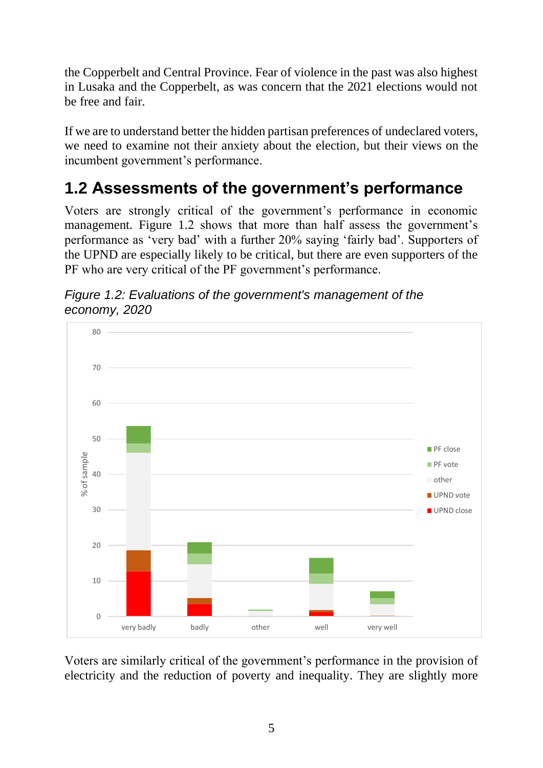the Copperbelt and Central Province. Fear of violence in the past was also highest in Lusaka and the Copperbelt, as was concern that the 2021 elections would not be free and fair.

If we are to understand better the hidden partisan preferences of undeclared voters, we need to examine not their anxiety about the election, but their views on the incumbent government's performance.

## 1.2 Assessments of the government's performance

Voters are strongly critical of the government's performance in economic management. Figure 1.2 shows that more than half assess the government's performance as 'very bad' with a further 20% saying 'fairly bad'. Supporters of the UPND are especially likely to be critical, but there are even supporters of the PF who are very critical of the PF government's performance.

*Figure 1.2: Evaluations of the government's management of the economy, 2020*

Voters are similarly critical of the government's performance in the provision of electricity and the reduction of poverty and inequality. They are slightly more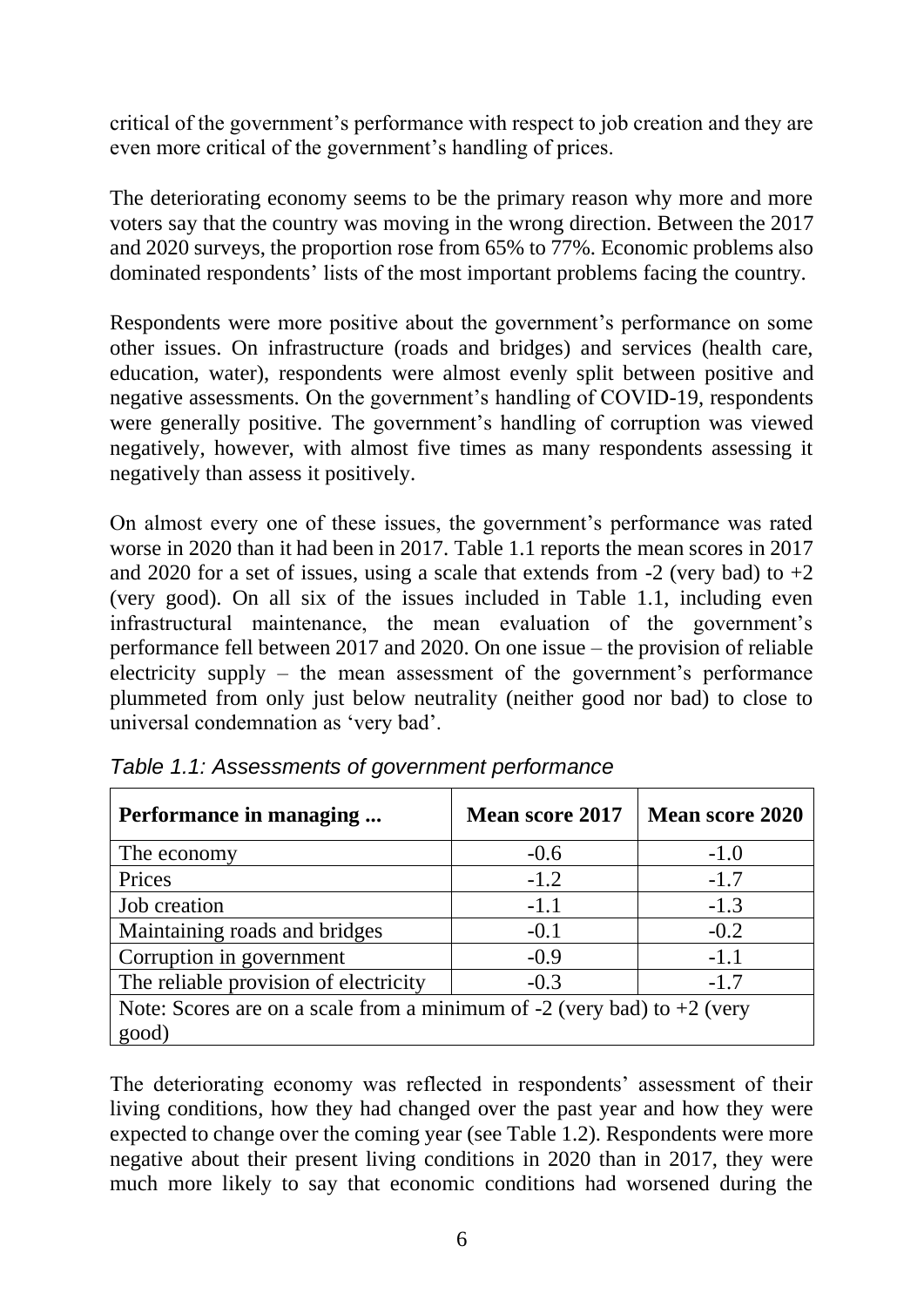critical of the government's performance with respect to job creation and they are even more critical of the government's handling of prices.

The deteriorating economy seems to be the primary reason why more and more voters say that the country was moving in the wrong direction. Between the 2017 and 2020 surveys, the proportion rose from 65% to 77%. Economic problems also dominated respondents' lists of the most important problems facing the country.

Respondents were more positive about the government's performance on some other issues. On infrastructure (roads and bridges) and services (health care, education, water), respondents were almost evenly split between positive and negative assessments. On the government's handling of COVID-19, respondents were generally positive. The government's handling of corruption was viewed negatively, however, with almost five times as many respondents assessing it negatively than assess it positively.

On almost every one of these issues, the government's performance was rated worse in 2020 than it had been in 2017. Table 1.1 reports the mean scores in 2017 and 2020 for a set of issues, using a scale that extends from -2 (very bad) to +2 (very good). On all six of the issues included in Table 1.1, including even infrastructural maintenance, the mean evaluation of the government's performance fell between 2017 and 2020. On one issue – the provision of reliable electricity supply – the mean assessment of the government's performance plummeted from only just below neutrality (neither good nor bad) to close to universal condemnation as 'very bad'.

*Table 1.1: Assessments of government performance*

| Performance in managing ... | Mean score 2017 | Mean score 2020 |
|---|---|---|
| The economy | -0.6 | -1.0 |
| Prices | -1.2 | -1.7 |
| Job creation | -1.1 | -1.3 |
| Maintaining roads and bridges | -0.1 | -0.2 |
| Corruption in government | -0.9 | -1.1 |
| The reliable provision of electricity | -0.3 | -1.7 |
| Note: Scores are on a scale from a minimum of -2 (very bad) to +2 (very good) | | |

The deteriorating economy was reflected in respondents' assessment of their living conditions, how they had changed over the past year and how they were expected to change over the coming year (see Table 1.2). Respondents were more negative about their present living conditions in 2020 than in 2017, they were much more likely to say that economic conditions had worsened during the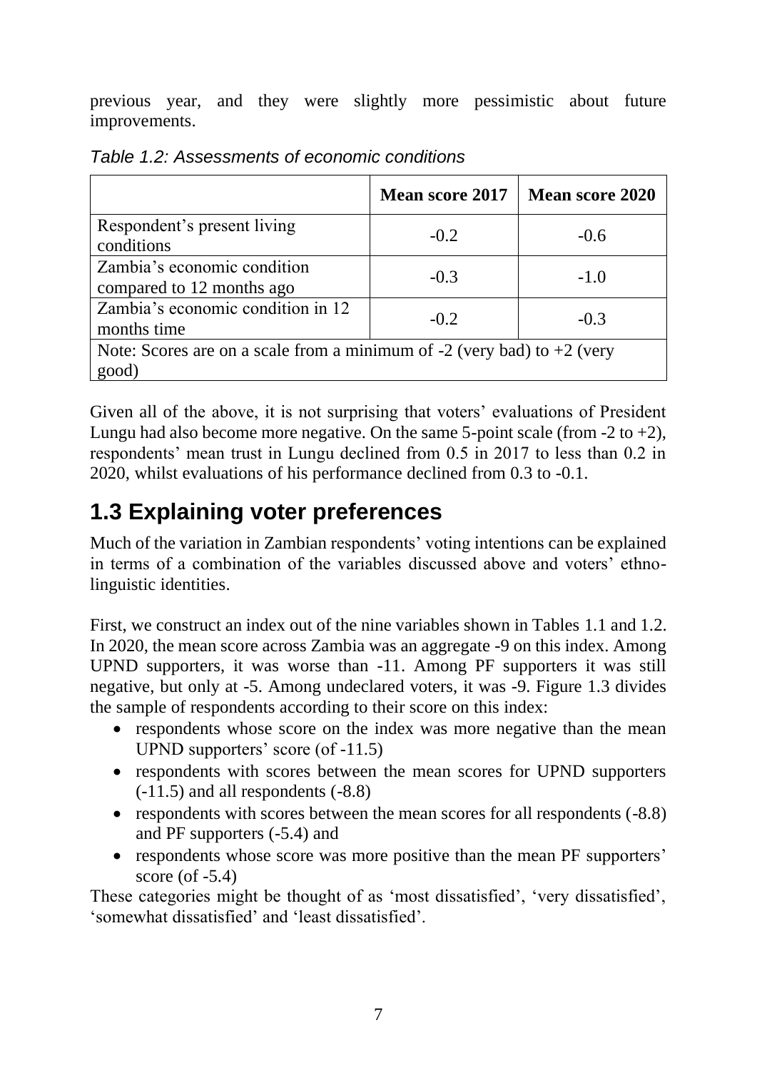previous year, and they were slightly more pessimistic about future improvements.

*Table 1.2: Assessments of economic conditions*

| | Mean score 2017 | Mean score 2020 |
|---|---|---|
| Respondent's present living conditions | -0.2 | -0.6 |
| Zambia's economic condition compared to 12 months ago | -0.3 | -1.0 |
| Zambia's economic condition in 12 months time | -0.2 | -0.3 |
| Note: Scores are on a scale from a minimum of -2 (very bad) to +2 (very good) | | |

Given all of the above, it is not surprising that voters' evaluations of President Lungu had also become more negative. On the same 5-point scale (from -2 to +2), respondents' mean trust in Lungu declined from 0.5 in 2017 to less than 0.2 in 2020, whilst evaluations of his performance declined from 0.3 to -0.1.

## 1.3 Explaining voter preferences

Much of the variation in Zambian respondents' voting intentions can be explained in terms of a combination of the variables discussed above and voters' ethno-linguistic identities.

First, we construct an index out of the nine variables shown in Tables 1.1 and 1.2. In 2020, the mean score across Zambia was an aggregate -9 on this index. Among UPND supporters, it was worse than -11. Among PF supporters it was still negative, but only at -5. Among undeclared voters, it was -9. Figure 1.3 divides the sample of respondents according to their score on this index:

- respondents whose score on the index was more negative than the mean UPND supporters' score (of -11.5)
- respondents with scores between the mean scores for UPND supporters (-11.5) and all respondents (-8.8)
- respondents with scores between the mean scores for all respondents (-8.8) and PF supporters (-5.4) and
- respondents whose score was more positive than the mean PF supporters' score (of -5.4)

These categories might be thought of as 'most dissatisfied', 'very dissatisfied', 'somewhat dissatisfied' and 'least dissatisfied'.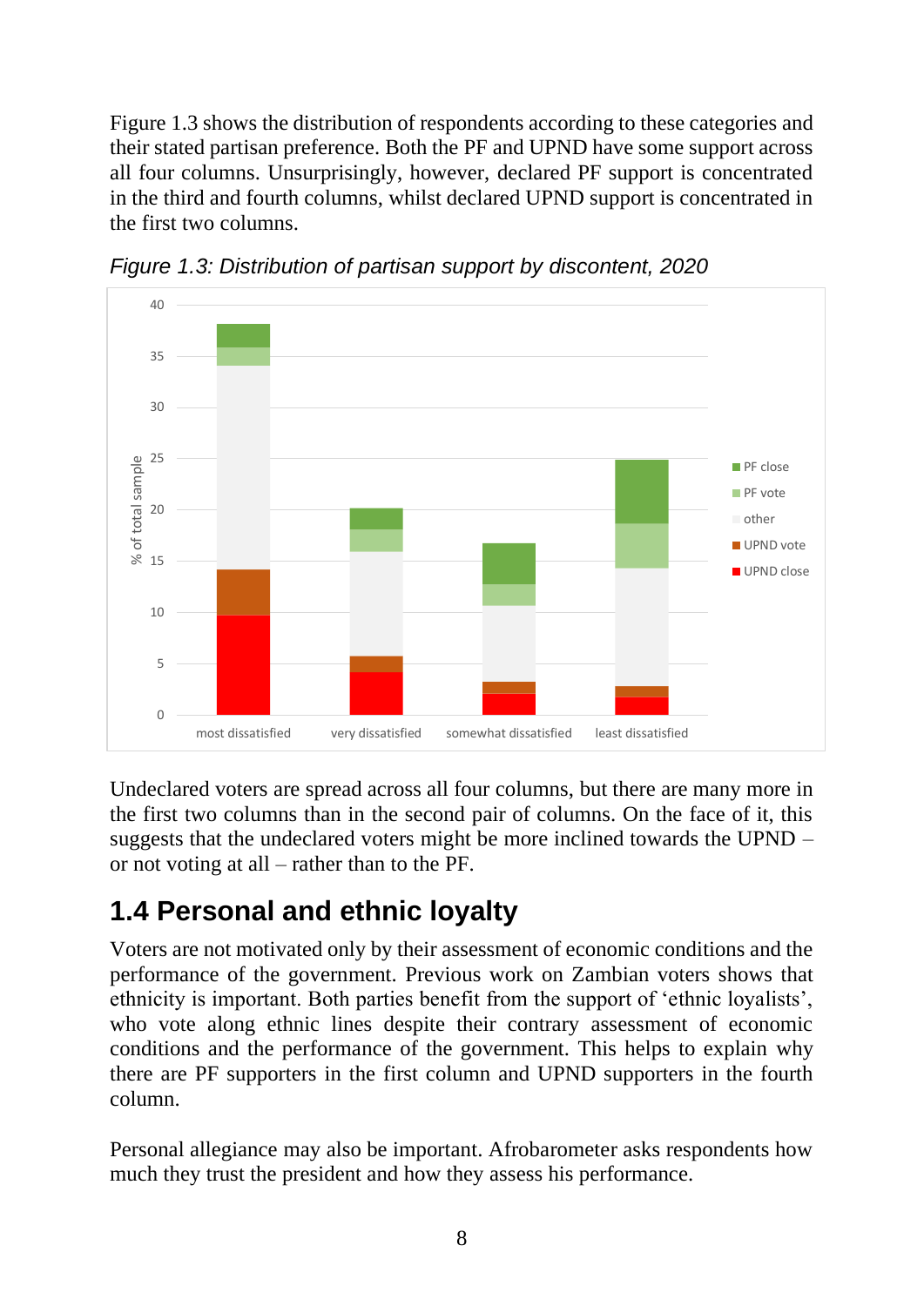Figure 1.3 shows the distribution of respondents according to these categories and their stated partisan preference. Both the PF and UPND have some support across all four columns. Unsurprisingly, however, declared PF support is concentrated in the third and fourth columns, whilst declared UPND support is concentrated in the first two columns.

*Figure 1.3: Distribution of partisan support by discontent, 2020*

Undeclared voters are spread across all four columns, but there are many more in the first two columns than in the second pair of columns. On the face of it, this suggests that the undeclared voters might be more inclined towards the UPND – or not voting at all – rather than to the PF.

## 1.4 Personal and ethnic loyalty

Voters are not motivated only by their assessment of economic conditions and the performance of the government. Previous work on Zambian voters shows that ethnicity is important. Both parties benefit from the support of 'ethnic loyalists', who vote along ethnic lines despite their contrary assessment of economic conditions and the performance of the government. This helps to explain why there are PF supporters in the first column and UPND supporters in the fourth column.

Personal allegiance may also be important. Afrobarometer asks respondents how much they trust the president and how they assess his performance.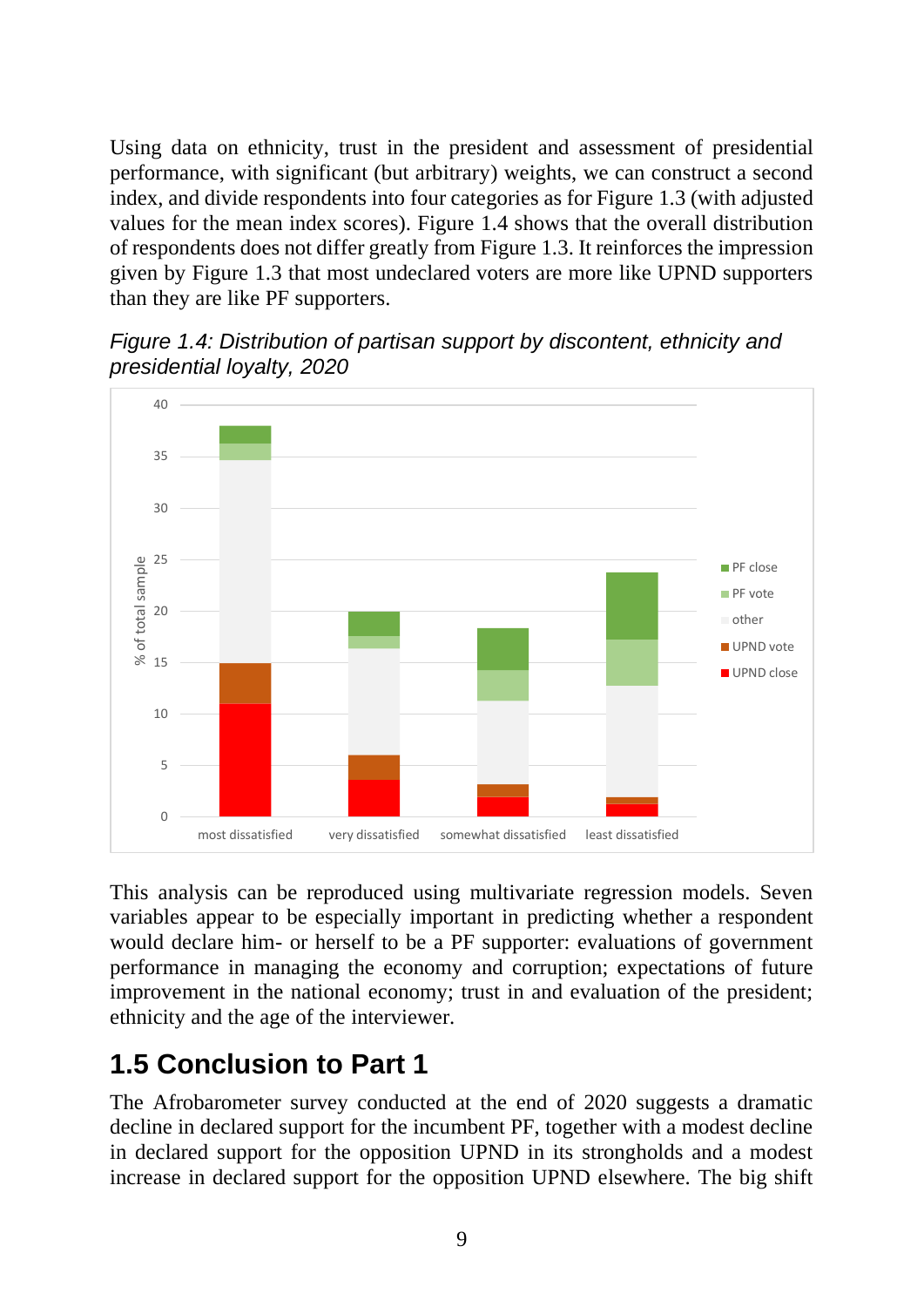Using data on ethnicity, trust in the president and assessment of presidential performance, with significant (but arbitrary) weights, we can construct a second index, and divide respondents into four categories as for Figure 1.3 (with adjusted values for the mean index scores). Figure 1.4 shows that the overall distribution of respondents does not differ greatly from Figure 1.3. It reinforces the impression given by Figure 1.3 that most undeclared voters are more like UPND supporters than they are like PF supporters.

*Figure 1.4: Distribution of partisan support by discontent, ethnicity and presidential loyalty, 2020*

This analysis can be reproduced using multivariate regression models. Seven variables appear to be especially important in predicting whether a respondent would declare him- or herself to be a PF supporter: evaluations of government performance in managing the economy and corruption; expectations of future improvement in the national economy; trust in and evaluation of the president; ethnicity and the age of the interviewer.

## 1.5 Conclusion to Part 1

The Afrobarometer survey conducted at the end of 2020 suggests a dramatic decline in declared support for the incumbent PF, together with a modest decline in declared support for the opposition UPND in its strongholds and a modest increase in declared support for the opposition UPND elsewhere. The big shift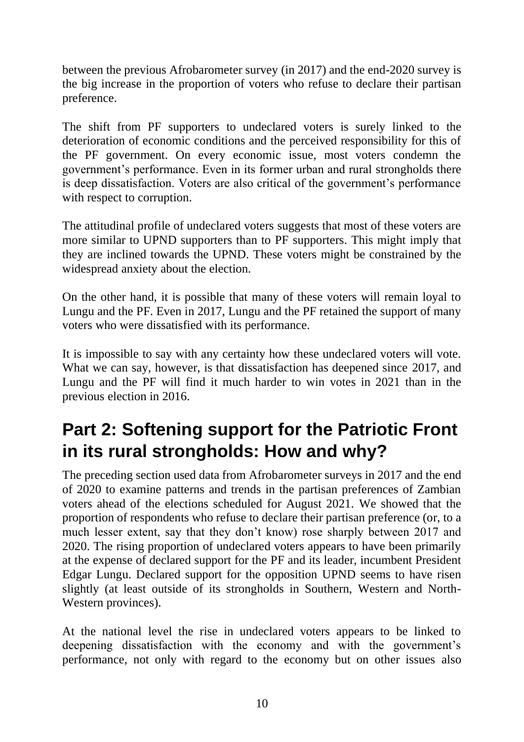between the previous Afrobarometer survey (in 2017) and the end-2020 survey is the big increase in the proportion of voters who refuse to declare their partisan preference.

The shift from PF supporters to undeclared voters is surely linked to the deterioration of economic conditions and the perceived responsibility for this of the PF government. On every economic issue, most voters condemn the government's performance. Even in its former urban and rural strongholds there is deep dissatisfaction. Voters are also critical of the government's performance with respect to corruption.

The attitudinal profile of undeclared voters suggests that most of these voters are more similar to UPND supporters than to PF supporters. This might imply that they are inclined towards the UPND. These voters might be constrained by the widespread anxiety about the election.

On the other hand, it is possible that many of these voters will remain loyal to Lungu and the PF. Even in 2017, Lungu and the PF retained the support of many voters who were dissatisfied with its performance.

It is impossible to say with any certainty how these undeclared voters will vote. What we can say, however, is that dissatisfaction has deepened since 2017, and Lungu and the PF will find it much harder to win votes in 2021 than in the previous election in 2016.

# Part 2: Softening support for the Patriotic Front in its rural strongholds: How and why?

The preceding section used data from Afrobarometer surveys in 2017 and the end of 2020 to examine patterns and trends in the partisan preferences of Zambian voters ahead of the elections scheduled for August 2021. We showed that the proportion of respondents who refuse to declare their partisan preference (or, to a much lesser extent, say that they don't know) rose sharply between 2017 and 2020. The rising proportion of undeclared voters appears to have been primarily at the expense of declared support for the PF and its leader, incumbent President Edgar Lungu. Declared support for the opposition UPND seems to have risen slightly (at least outside of its strongholds in Southern, Western and North-Western provinces).

At the national level the rise in undeclared voters appears to be linked to deepening dissatisfaction with the economy and with the government's performance, not only with regard to the economy but on other issues also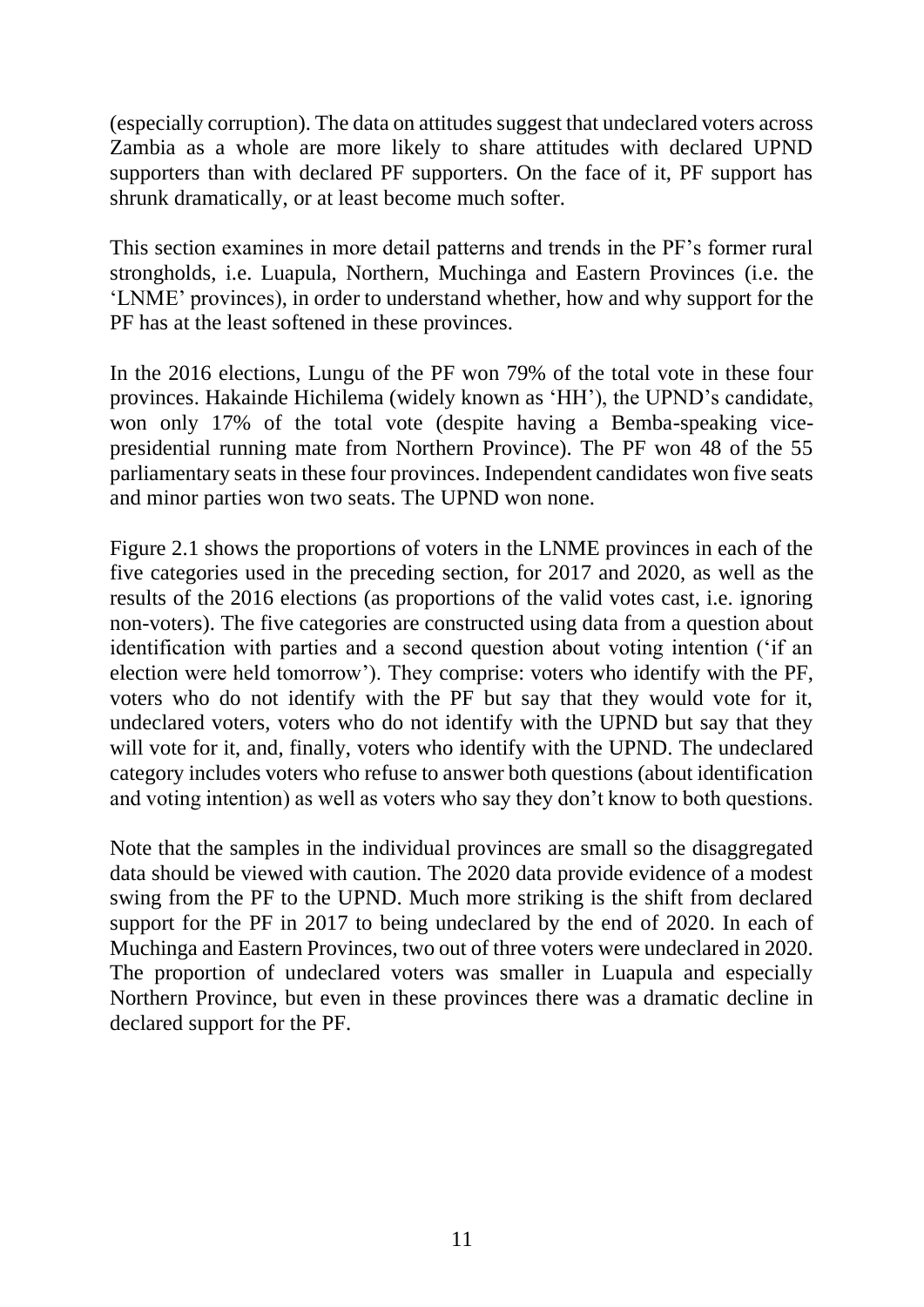(especially corruption). The data on attitudes suggest that undeclared voters across Zambia as a whole are more likely to share attitudes with declared UPND supporters than with declared PF supporters. On the face of it, PF support has shrunk dramatically, or at least become much softer.

This section examines in more detail patterns and trends in the PF's former rural strongholds, i.e. Luapula, Northern, Muchinga and Eastern Provinces (i.e. the 'LNME' provinces), in order to understand whether, how and why support for the PF has at the least softened in these provinces.

In the 2016 elections, Lungu of the PF won 79% of the total vote in these four provinces. Hakainde Hichilema (widely known as 'HH'), the UPND's candidate, won only 17% of the total vote (despite having a Bemba-speaking vice-presidential running mate from Northern Province). The PF won 48 of the 55 parliamentary seats in these four provinces. Independent candidates won five seats and minor parties won two seats. The UPND won none.

Figure 2.1 shows the proportions of voters in the LNME provinces in each of the five categories used in the preceding section, for 2017 and 2020, as well as the results of the 2016 elections (as proportions of the valid votes cast, i.e. ignoring non-voters). The five categories are constructed using data from a question about identification with parties and a second question about voting intention ('if an election were held tomorrow'). They comprise: voters who identify with the PF, voters who do not identify with the PF but say that they would vote for it, undeclared voters, voters who do not identify with the UPND but say that they will vote for it, and, finally, voters who identify with the UPND. The undeclared category includes voters who refuse to answer both questions (about identification and voting intention) as well as voters who say they don't know to both questions.

Note that the samples in the individual provinces are small so the disaggregated data should be viewed with caution. The 2020 data provide evidence of a modest swing from the PF to the UPND. Much more striking is the shift from declared support for the PF in 2017 to being undeclared by the end of 2020. In each of Muchinga and Eastern Provinces, two out of three voters were undeclared in 2020. The proportion of undeclared voters was smaller in Luapula and especially Northern Province, but even in these provinces there was a dramatic decline in declared support for the PF.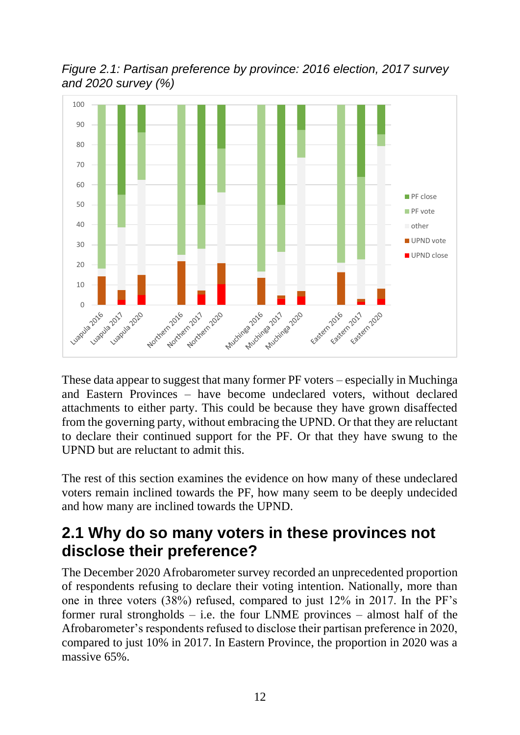*Figure 2.1: Partisan preference by province: 2016 election, 2017 survey and 2020 survey (%)*

These data appear to suggest that many former PF voters – especially in Muchinga and Eastern Provinces – have become undeclared voters, without declared attachments to either party. This could be because they have grown disaffected from the governing party, without embracing the UPND. Or that they are reluctant to declare their continued support for the PF. Or that they have swung to the UPND but are reluctant to admit this.

The rest of this section examines the evidence on how many of these undeclared voters remain inclined towards the PF, how many seem to be deeply undecided and how many are inclined towards the UPND.

## 2.1 Why do so many voters in these provinces not disclose their preference?

The December 2020 Afrobarometer survey recorded an unprecedented proportion of respondents refusing to declare their voting intention. Nationally, more than one in three voters (38%) refused, compared to just 12% in 2017. In the PF's former rural strongholds – i.e. the four LNME provinces – almost half of the Afrobarometer's respondents refused to disclose their partisan preference in 2020, compared to just 10% in 2017. In Eastern Province, the proportion in 2020 was a massive 65%.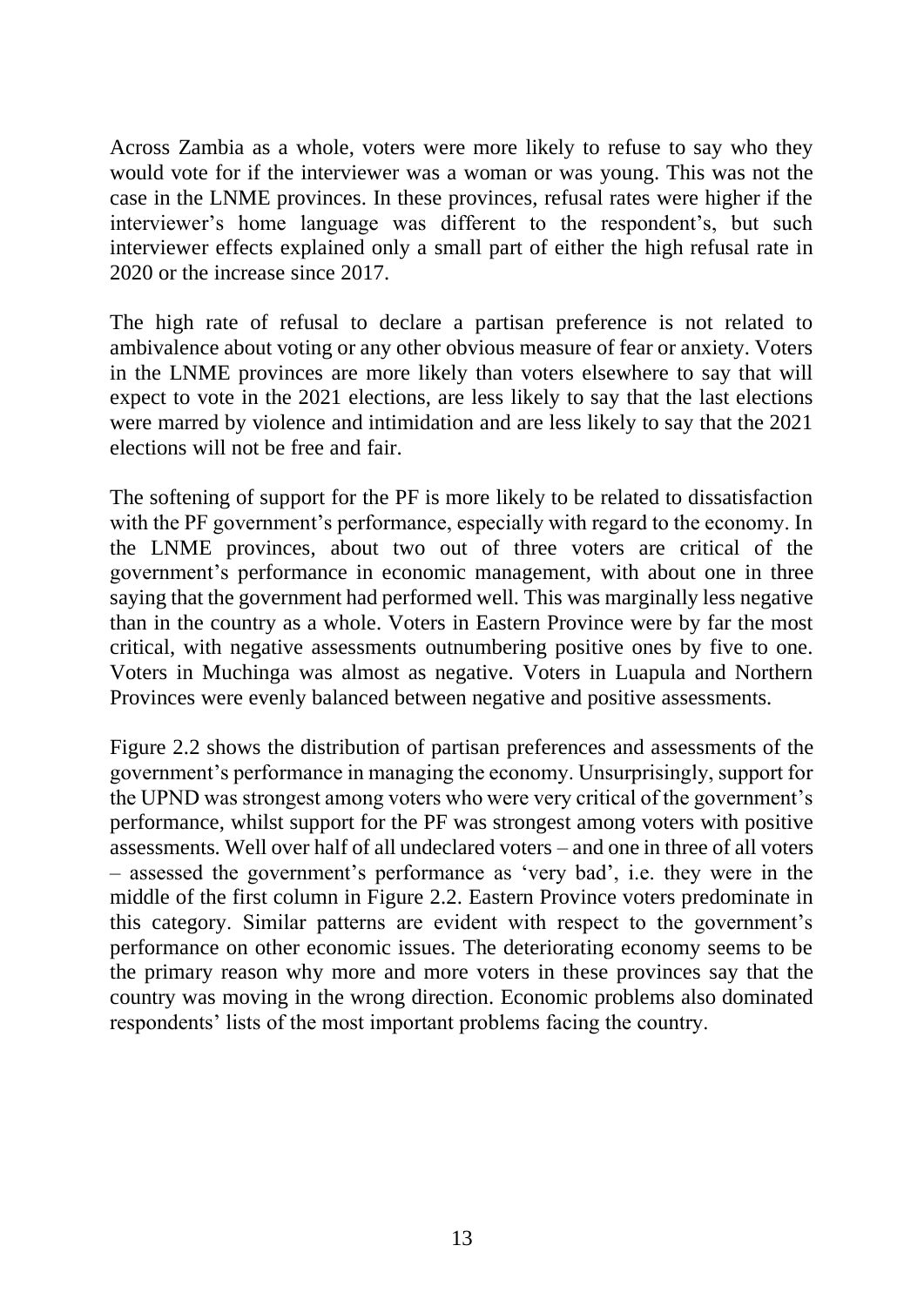Across Zambia as a whole, voters were more likely to refuse to say who they would vote for if the interviewer was a woman or was young. This was not the case in the LNME provinces. In these provinces, refusal rates were higher if the interviewer's home language was different to the respondent's, but such interviewer effects explained only a small part of either the high refusal rate in 2020 or the increase since 2017.

The high rate of refusal to declare a partisan preference is not related to ambivalence about voting or any other obvious measure of fear or anxiety. Voters in the LNME provinces are more likely than voters elsewhere to say that will expect to vote in the 2021 elections, are less likely to say that the last elections were marred by violence and intimidation and are less likely to say that the 2021 elections will not be free and fair.

The softening of support for the PF is more likely to be related to dissatisfaction with the PF government's performance, especially with regard to the economy. In the LNME provinces, about two out of three voters are critical of the government's performance in economic management, with about one in three saying that the government had performed well. This was marginally less negative than in the country as a whole. Voters in Eastern Province were by far the most critical, with negative assessments outnumbering positive ones by five to one. Voters in Muchinga was almost as negative. Voters in Luapula and Northern Provinces were evenly balanced between negative and positive assessments.

Figure 2.2 shows the distribution of partisan preferences and assessments of the government's performance in managing the economy. Unsurprisingly, support for the UPND was strongest among voters who were very critical of the government's performance, whilst support for the PF was strongest among voters with positive assessments. Well over half of all undeclared voters – and one in three of all voters – assessed the government's performance as 'very bad', i.e. they were in the middle of the first column in Figure 2.2. Eastern Province voters predominate in this category. Similar patterns are evident with respect to the government's performance on other economic issues. The deteriorating economy seems to be the primary reason why more and more voters in these provinces say that the country was moving in the wrong direction. Economic problems also dominated respondents' lists of the most important problems facing the country.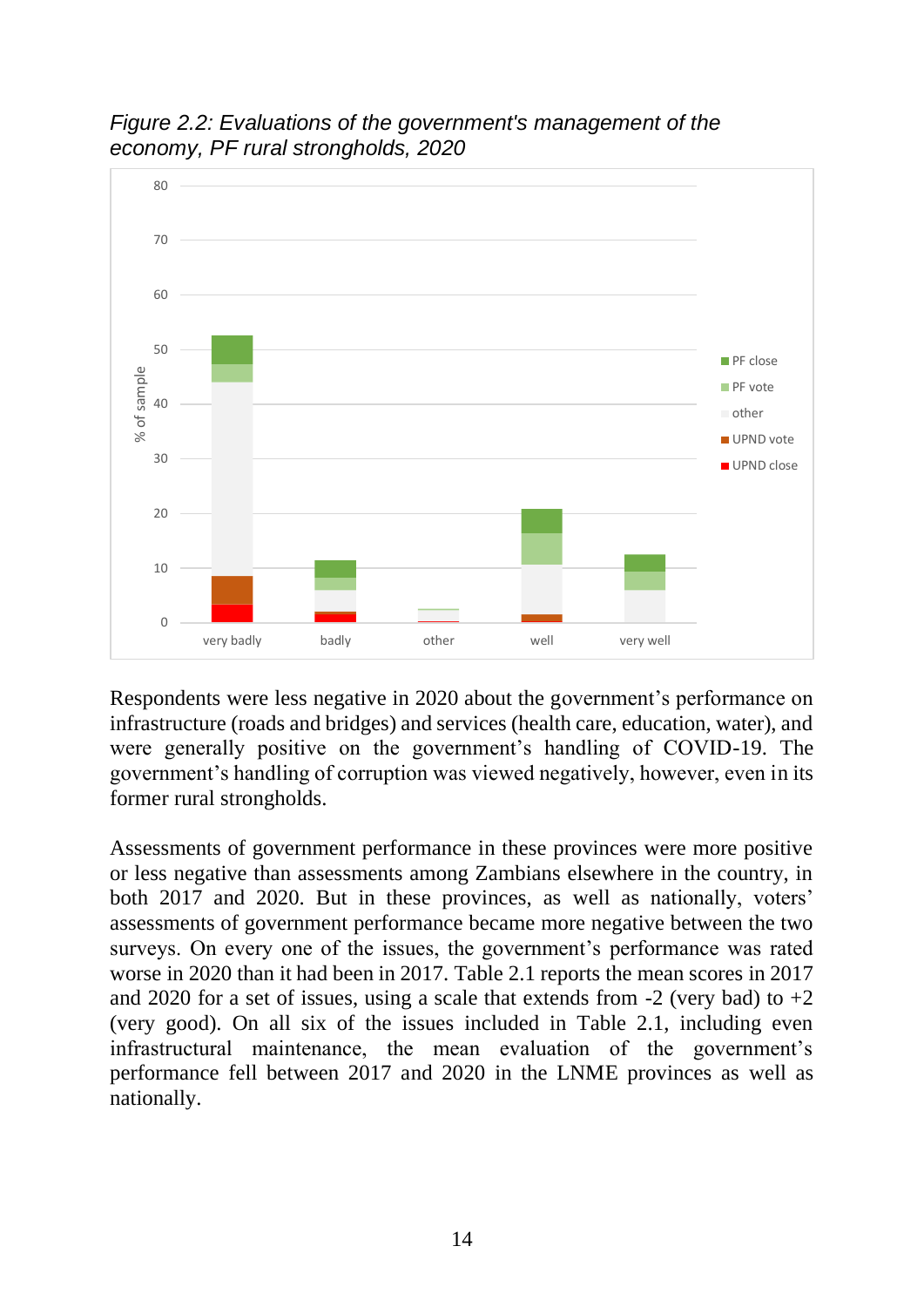*Figure 2.2: Evaluations of the government's management of the economy, PF rural strongholds, 2020*

Respondents were less negative in 2020 about the government's performance on infrastructure (roads and bridges) and services (health care, education, water), and were generally positive on the government's handling of COVID-19. The government's handling of corruption was viewed negatively, however, even in its former rural strongholds.

Assessments of government performance in these provinces were more positive or less negative than assessments among Zambians elsewhere in the country, in both 2017 and 2020. But in these provinces, as well as nationally, voters' assessments of government performance became more negative between the two surveys. On every one of the issues, the government's performance was rated worse in 2020 than it had been in 2017. Table 2.1 reports the mean scores in 2017 and 2020 for a set of issues, using a scale that extends from -2 (very bad) to +2 (very good). On all six of the issues included in Table 2.1, including even infrastructural maintenance, the mean evaluation of the government's performance fell between 2017 and 2020 in the LNME provinces as well as nationally.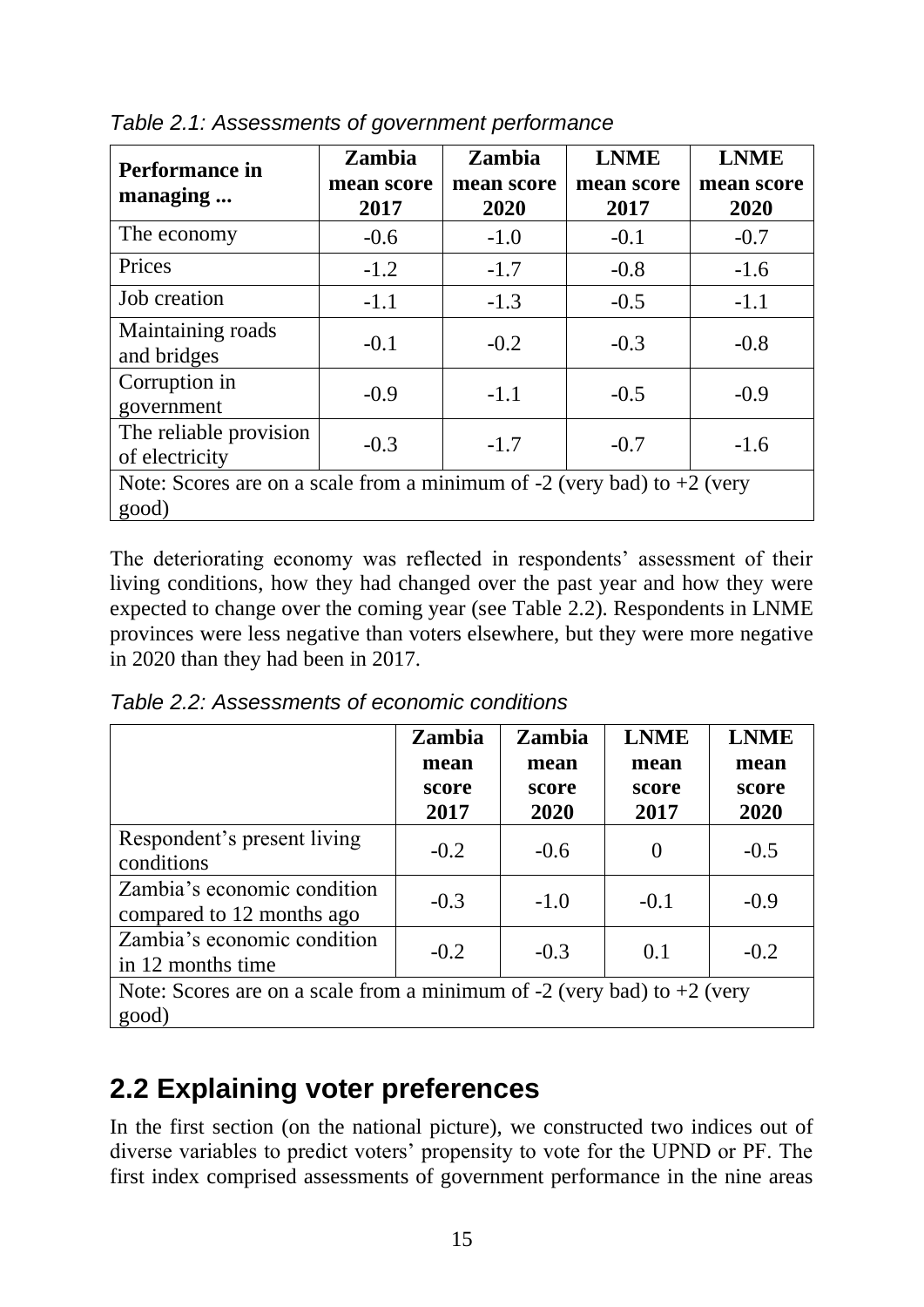*Table 2.1: Assessments of government performance*

| Performance in managing ... | Zambia mean score 2017 | Zambia mean score 2020 | LNME mean score 2017 | LNME mean score 2020 |
|---|---|---|---|---|
| The economy | -0.6 | -1.0 | -0.1 | -0.7 |
| Prices | -1.2 | -1.7 | -0.8 | -1.6 |
| Job creation | -1.1 | -1.3 | -0.5 | -1.1 |
| Maintaining roads and bridges | -0.1 | -0.2 | -0.3 | -0.8 |
| Corruption in government | -0.9 | -1.1 | -0.5 | -0.9 |
| The reliable provision of electricity | -0.3 | -1.7 | -0.7 | -1.6 |
| Note: Scores are on a scale from a minimum of -2 (very bad) to +2 (very good) | | | | |

The deteriorating economy was reflected in respondents' assessment of their living conditions, how they had changed over the past year and how they were expected to change over the coming year (see Table 2.2). Respondents in LNME provinces were less negative than voters elsewhere, but they were more negative in 2020 than they had been in 2017.

*Table 2.2: Assessments of economic conditions*

| | Zambia mean score 2017 | Zambia mean score 2020 | LNME mean score 2017 | LNME mean score 2020 |
|---|---|---|---|---|
| Respondent's present living conditions | -0.2 | -0.6 | 0 | -0.5 |
| Zambia's economic condition compared to 12 months ago | -0.3 | -1.0 | -0.1 | -0.9 |
| Zambia's economic condition in 12 months time | -0.2 | -0.3 | 0.1 | -0.2 |
| Note: Scores are on a scale from a minimum of -2 (very bad) to +2 (very good) | | | | |

## 2.2 Explaining voter preferences

In the first section (on the national picture), we constructed two indices out of diverse variables to predict voters' propensity to vote for the UPND or PF. The first index comprised assessments of government performance in the nine areas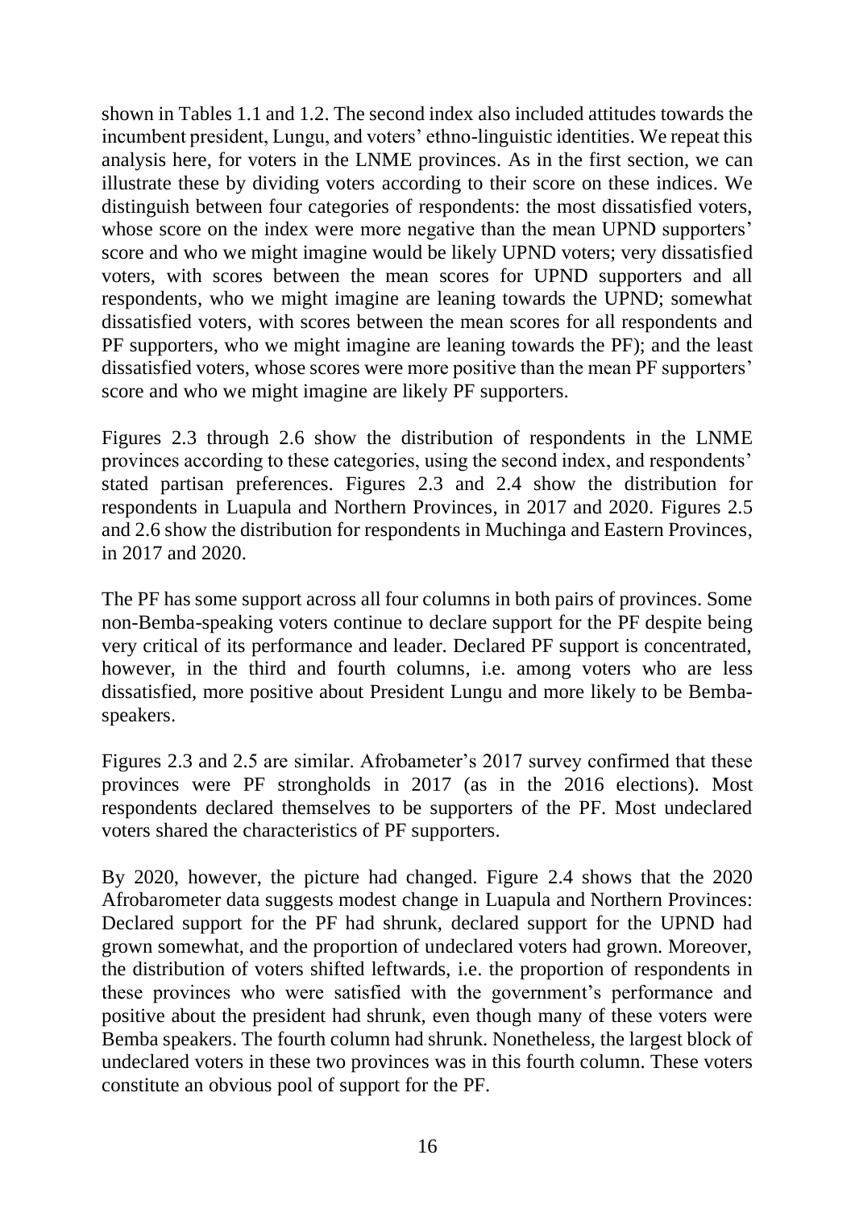shown in Tables 1.1 and 1.2. The second index also included attitudes towards the incumbent president, Lungu, and voters' ethno-linguistic identities. We repeat this analysis here, for voters in the LNME provinces. As in the first section, we can illustrate these by dividing voters according to their score on these indices. We distinguish between four categories of respondents: the most dissatisfied voters, whose score on the index were more negative than the mean UPND supporters' score and who we might imagine would be likely UPND voters; very dissatisfied voters, with scores between the mean scores for UPND supporters and all respondents, who we might imagine are leaning towards the UPND; somewhat dissatisfied voters, with scores between the mean scores for all respondents and PF supporters, who we might imagine are leaning towards the PF); and the least dissatisfied voters, whose scores were more positive than the mean PF supporters' score and who we might imagine are likely PF supporters.

Figures 2.3 through 2.6 show the distribution of respondents in the LNME provinces according to these categories, using the second index, and respondents' stated partisan preferences. Figures 2.3 and 2.4 show the distribution for respondents in Luapula and Northern Provinces, in 2017 and 2020. Figures 2.5 and 2.6 show the distribution for respondents in Muchinga and Eastern Provinces, in 2017 and 2020.

The PF has some support across all four columns in both pairs of provinces. Some non-Bemba-speaking voters continue to declare support for the PF despite being very critical of its performance and leader. Declared PF support is concentrated, however, in the third and fourth columns, i.e. among voters who are less dissatisfied, more positive about President Lungu and more likely to be Bemba-speakers.

Figures 2.3 and 2.5 are similar. Afrobameter's 2017 survey confirmed that these provinces were PF strongholds in 2017 (as in the 2016 elections). Most respondents declared themselves to be supporters of the PF. Most undeclared voters shared the characteristics of PF supporters.

By 2020, however, the picture had changed. Figure 2.4 shows that the 2020 Afrobarometer data suggests modest change in Luapula and Northern Provinces: Declared support for the PF had shrunk, declared support for the UPND had grown somewhat, and the proportion of undeclared voters had grown. Moreover, the distribution of voters shifted leftwards, i.e. the proportion of respondents in these provinces who were satisfied with the government's performance and positive about the president had shrunk, even though many of these voters were Bemba speakers. The fourth column had shrunk. Nonetheless, the largest block of undeclared voters in these two provinces was in this fourth column. These voters constitute an obvious pool of support for the PF.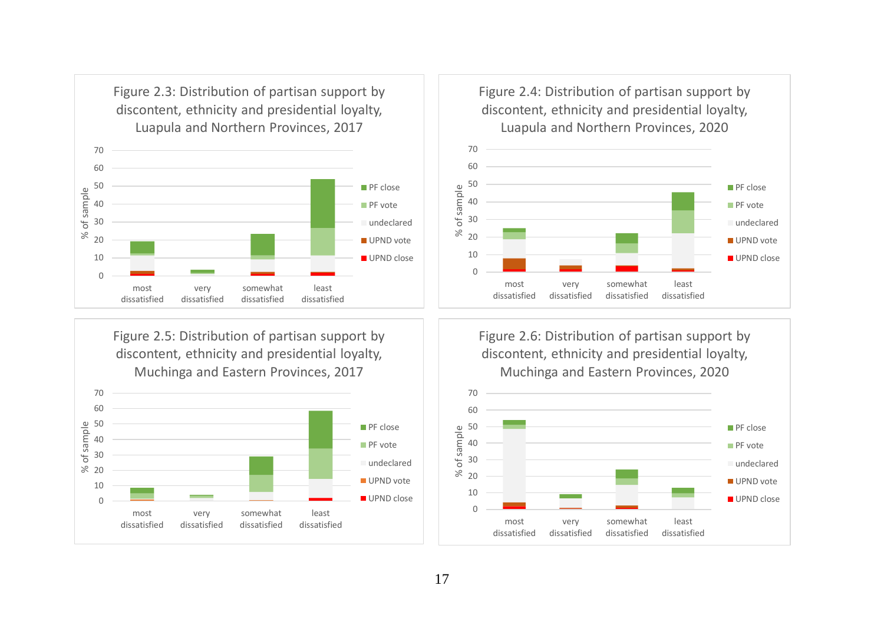Figure 2.3: Distribution of partisan support by discontent, ethnicity and presidential loyalty, Luapula and Northern Provinces, 2017

Figure 2.4: Distribution of partisan support by discontent, ethnicity and presidential loyalty, Luapula and Northern Provinces, 2020

Figure 2.5: Distribution of partisan support by discontent, ethnicity and presidential loyalty, Muchinga and Eastern Provinces, 2017

Figure 2.6: Distribution of partisan support by discontent, ethnicity and presidential loyalty, Muchinga and Eastern Provinces, 2020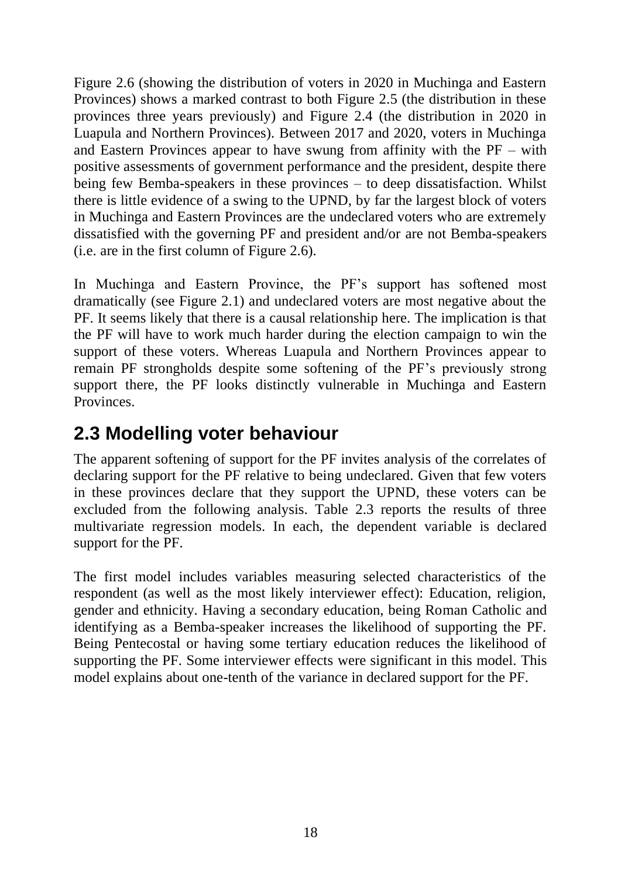Figure 2.6 (showing the distribution of voters in 2020 in Muchinga and Eastern Provinces) shows a marked contrast to both Figure 2.5 (the distribution in these provinces three years previously) and Figure 2.4 (the distribution in 2020 in Luapula and Northern Provinces). Between 2017 and 2020, voters in Muchinga and Eastern Provinces appear to have swung from affinity with the PF – with positive assessments of government performance and the president, despite there being few Bemba-speakers in these provinces – to deep dissatisfaction. Whilst there is little evidence of a swing to the UPND, by far the largest block of voters in Muchinga and Eastern Provinces are the undeclared voters who are extremely dissatisfied with the governing PF and president and/or are not Bemba-speakers (i.e. are in the first column of Figure 2.6).

In Muchinga and Eastern Province, the PF's support has softened most dramatically (see Figure 2.1) and undeclared voters are most negative about the PF. It seems likely that there is a causal relationship here. The implication is that the PF will have to work much harder during the election campaign to win the support of these voters. Whereas Luapula and Northern Provinces appear to remain PF strongholds despite some softening of the PF's previously strong support there, the PF looks distinctly vulnerable in Muchinga and Eastern Provinces.

## 2.3 Modelling voter behaviour

The apparent softening of support for the PF invites analysis of the correlates of declaring support for the PF relative to being undeclared. Given that few voters in these provinces declare that they support the UPND, these voters can be excluded from the following analysis. Table 2.3 reports the results of three multivariate regression models. In each, the dependent variable is declared support for the PF.

The first model includes variables measuring selected characteristics of the respondent (as well as the most likely interviewer effect): Education, religion, gender and ethnicity. Having a secondary education, being Roman Catholic and identifying as a Bemba-speaker increases the likelihood of supporting the PF. Being Pentecostal or having some tertiary education reduces the likelihood of supporting the PF. Some interviewer effects were significant in this model. This model explains about one-tenth of the variance in declared support for the PF.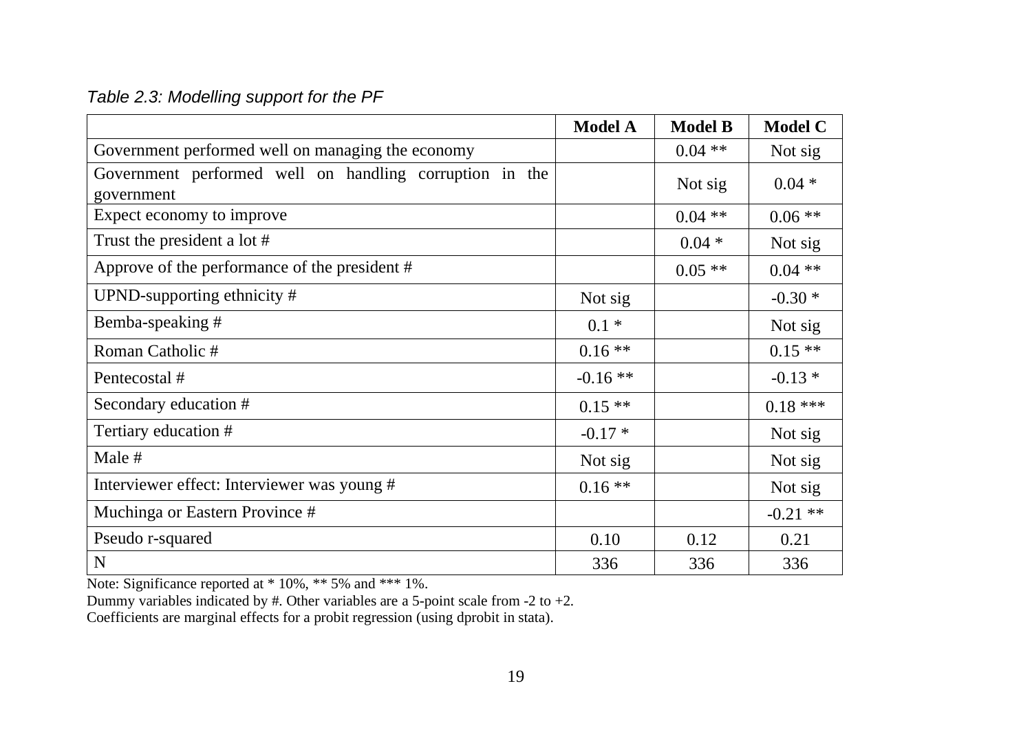*Table 2.3: Modelling support for the PF*

| | Model A | Model B | Model C |
|---|---|---|---|
| Government performed well on managing the economy | | 0.04 ** | Not sig |
| Government performed well on handling corruption in the government | | Not sig | 0.04 * |
| Expect economy to improve | | 0.04 ** | 0.06 ** |
| Trust the president a lot # | | 0.04 * | Not sig |
| Approve of the performance of the president # | | 0.05 ** | 0.04 ** |
| UPND-supporting ethnicity # | Not sig | | -0.30 * |
| Bemba-speaking # | 0.1 * | | Not sig |
| Roman Catholic # | 0.16 ** | | 0.15 ** |
| Pentecostal # | -0.16 ** | | -0.13 * |
| Secondary education # | 0.15 ** | | 0.18 *** |
| Tertiary education # | -0.17 * | | Not sig |
| Male # | Not sig | | Not sig |
| Interviewer effect: Interviewer was young # | 0.16 ** | | Not sig |
| Muchinga or Eastern Province # | | | -0.21 ** |
| Pseudo r-squared | 0.10 | 0.12 | 0.21 |
| N | 336 | 336 | 336 |

Note: Significance reported at * 10%, ** 5% and *** 1%.
Dummy variables indicated by #. Other variables are a 5-point scale from -2 to +2.
Coefficients are marginal effects for a probit regression (using dprobit in stata).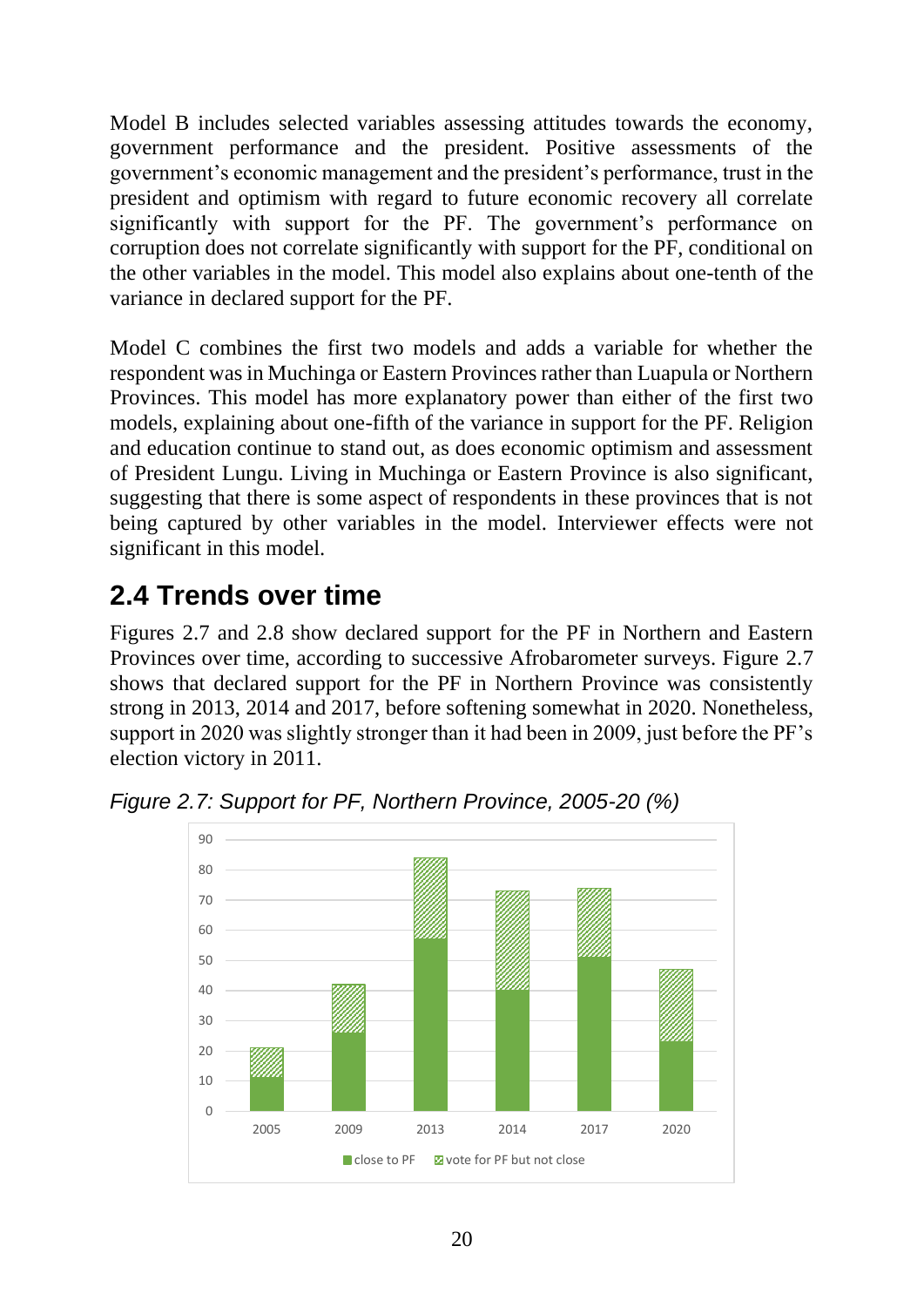Model B includes selected variables assessing attitudes towards the economy, government performance and the president. Positive assessments of the government's economic management and the president's performance, trust in the president and optimism with regard to future economic recovery all correlate significantly with support for the PF. The government's performance on corruption does not correlate significantly with support for the PF, conditional on the other variables in the model. This model also explains about one-tenth of the variance in declared support for the PF.

Model C combines the first two models and adds a variable for whether the respondent was in Muchinga or Eastern Provinces rather than Luapula or Northern Provinces. This model has more explanatory power than either of the first two models, explaining about one-fifth of the variance in support for the PF. Religion and education continue to stand out, as does economic optimism and assessment of President Lungu. Living in Muchinga or Eastern Province is also significant, suggesting that there is some aspect of respondents in these provinces that is not being captured by other variables in the model. Interviewer effects were not significant in this model.

## 2.4 Trends over time

Figures 2.7 and 2.8 show declared support for the PF in Northern and Eastern Provinces over time, according to successive Afrobarometer surveys. Figure 2.7 shows that declared support for the PF in Northern Province was consistently strong in 2013, 2014 and 2017, before softening somewhat in 2020. Nonetheless, support in 2020 was slightly stronger than it had been in 2009, just before the PF's election victory in 2011.

*Figure 2.7: Support for PF, Northern Province, 2005-20 (%)*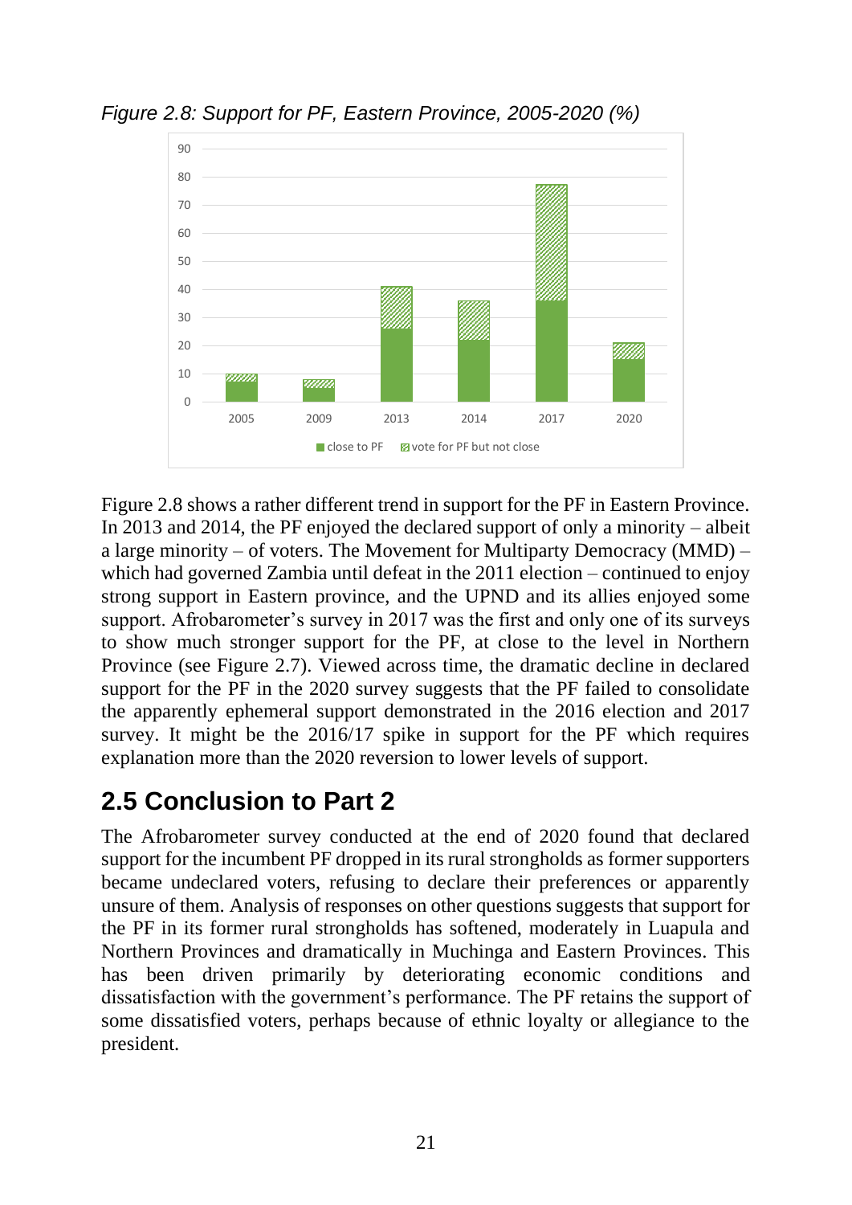*Figure 2.8: Support for PF, Eastern Province, 2005-2020 (%)*

Figure 2.8 shows a rather different trend in support for the PF in Eastern Province. In 2013 and 2014, the PF enjoyed the declared support of only a minority – albeit a large minority – of voters. The Movement for Multiparty Democracy (MMD) – which had governed Zambia until defeat in the 2011 election – continued to enjoy strong support in Eastern province, and the UPND and its allies enjoyed some support. Afrobarometer's survey in 2017 was the first and only one of its surveys to show much stronger support for the PF, at close to the level in Northern Province (see Figure 2.7). Viewed across time, the dramatic decline in declared support for the PF in the 2020 survey suggests that the PF failed to consolidate the apparently ephemeral support demonstrated in the 2016 election and 2017 survey. It might be the 2016/17 spike in support for the PF which requires explanation more than the 2020 reversion to lower levels of support.

## 2.5 Conclusion to Part 2

The Afrobarometer survey conducted at the end of 2020 found that declared support for the incumbent PF dropped in its rural strongholds as former supporters became undeclared voters, refusing to declare their preferences or apparently unsure of them. Analysis of responses on other questions suggests that support for the PF in its former rural strongholds has softened, moderately in Luapula and Northern Provinces and dramatically in Muchinga and Eastern Provinces. This has been driven primarily by deteriorating economic conditions and dissatisfaction with the government's performance. The PF retains the support of some dissatisfied voters, perhaps because of ethnic loyalty or allegiance to the president.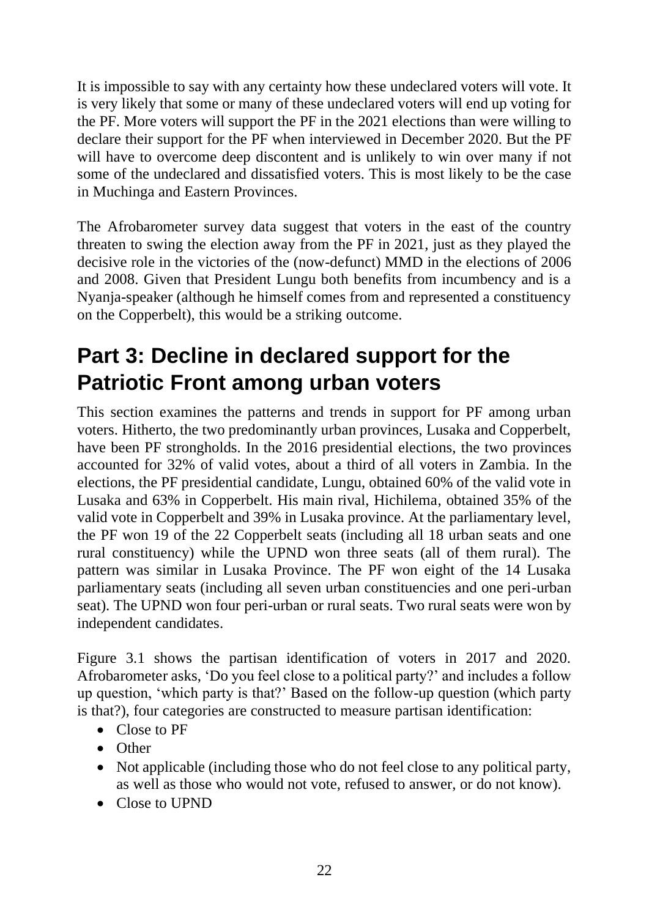It is impossible to say with any certainty how these undeclared voters will vote. It is very likely that some or many of these undeclared voters will end up voting for the PF. More voters will support the PF in the 2021 elections than were willing to declare their support for the PF when interviewed in December 2020. But the PF will have to overcome deep discontent and is unlikely to win over many if not some of the undeclared and dissatisfied voters. This is most likely to be the case in Muchinga and Eastern Provinces.

The Afrobarometer survey data suggest that voters in the east of the country threaten to swing the election away from the PF in 2021, just as they played the decisive role in the victories of the (now-defunct) MMD in the elections of 2006 and 2008. Given that President Lungu both benefits from incumbency and is a Nyanja-speaker (although he himself comes from and represented a constituency on the Copperbelt), this would be a striking outcome.

# Part 3: Decline in declared support for the Patriotic Front among urban voters

This section examines the patterns and trends in support for PF among urban voters. Hitherto, the two predominantly urban provinces, Lusaka and Copperbelt, have been PF strongholds. In the 2016 presidential elections, the two provinces accounted for 32% of valid votes, about a third of all voters in Zambia. In the elections, the PF presidential candidate, Lungu, obtained 60% of the valid vote in Lusaka and 63% in Copperbelt. His main rival, Hichilema, obtained 35% of the valid vote in Copperbelt and 39% in Lusaka province. At the parliamentary level, the PF won 19 of the 22 Copperbelt seats (including all 18 urban seats and one rural constituency) while the UPND won three seats (all of them rural). The pattern was similar in Lusaka Province. The PF won eight of the 14 Lusaka parliamentary seats (including all seven urban constituencies and one peri-urban seat). The UPND won four peri-urban or rural seats. Two rural seats were won by independent candidates.

Figure 3.1 shows the partisan identification of voters in 2017 and 2020. Afrobarometer asks, 'Do you feel close to a political party?' and includes a follow up question, 'which party is that?' Based on the follow-up question (which party is that?), four categories are constructed to measure partisan identification:

- Close to PF
- Other
- Not applicable (including those who do not feel close to any political party, as well as those who would not vote, refused to answer, or do not know).
- Close to UPND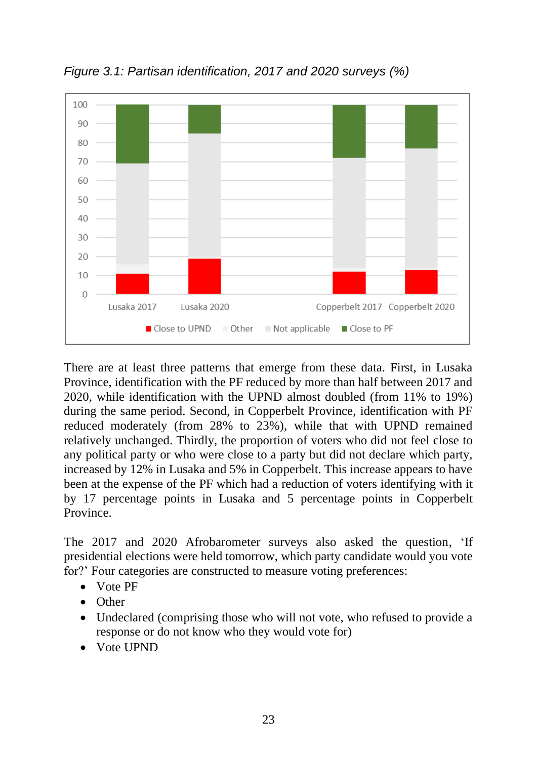*Figure 3.1: Partisan identification, 2017 and 2020 surveys (%)*

There are at least three patterns that emerge from these data. First, in Lusaka Province, identification with the PF reduced by more than half between 2017 and 2020, while identification with the UPND almost doubled (from 11% to 19%) during the same period. Second, in Copperbelt Province, identification with PF reduced moderately (from 28% to 23%), while that with UPND remained relatively unchanged. Thirdly, the proportion of voters who did not feel close to any political party or who were close to a party but did not declare which party, increased by 12% in Lusaka and 5% in Copperbelt. This increase appears to have been at the expense of the PF which had a reduction of voters identifying with it by 17 percentage points in Lusaka and 5 percentage points in Copperbelt Province.

The 2017 and 2020 Afrobarometer surveys also asked the question, 'If presidential elections were held tomorrow, which party candidate would you vote for?' Four categories are constructed to measure voting preferences:

- Vote PF
- Other
- Undeclared (comprising those who will not vote, who refused to provide a response or do not know who they would vote for)
- Vote UPND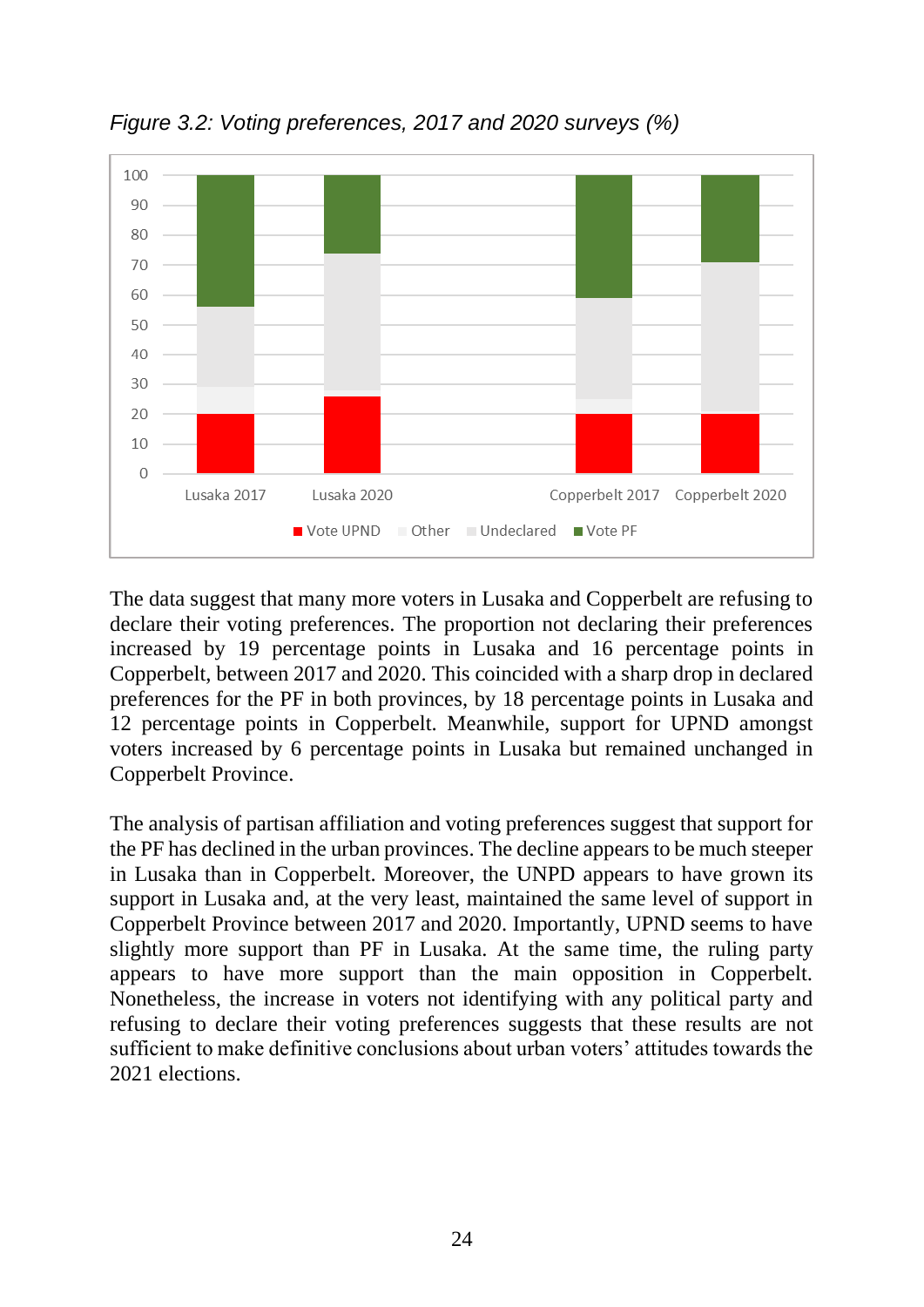*Figure 3.2: Voting preferences, 2017 and 2020 surveys (%)*

The data suggest that many more voters in Lusaka and Copperbelt are refusing to declare their voting preferences. The proportion not declaring their preferences increased by 19 percentage points in Lusaka and 16 percentage points in Copperbelt, between 2017 and 2020. This coincided with a sharp drop in declared preferences for the PF in both provinces, by 18 percentage points in Lusaka and 12 percentage points in Copperbelt. Meanwhile, support for UPND amongst voters increased by 6 percentage points in Lusaka but remained unchanged in Copperbelt Province.

The analysis of partisan affiliation and voting preferences suggest that support for the PF has declined in the urban provinces. The decline appears to be much steeper in Lusaka than in Copperbelt. Moreover, the UNPD appears to have grown its support in Lusaka and, at the very least, maintained the same level of support in Copperbelt Province between 2017 and 2020. Importantly, UPND seems to have slightly more support than PF in Lusaka. At the same time, the ruling party appears to have more support than the main opposition in Copperbelt. Nonetheless, the increase in voters not identifying with any political party and refusing to declare their voting preferences suggests that these results are not sufficient to make definitive conclusions about urban voters' attitudes towards the 2021 elections.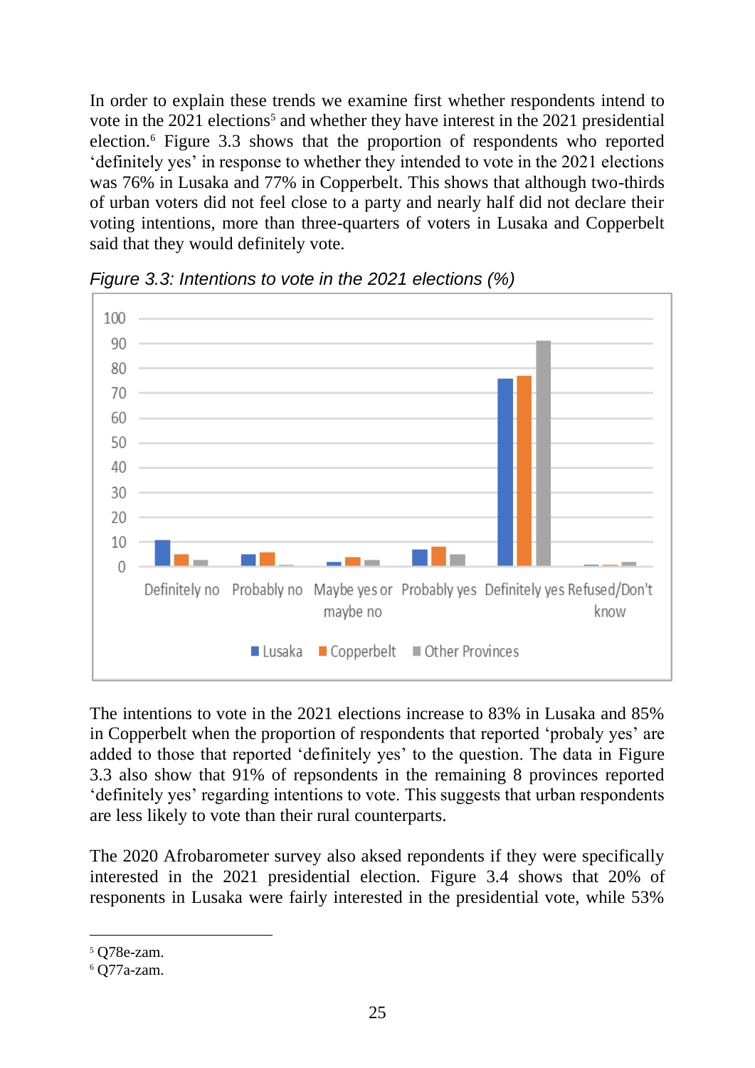In order to explain these trends we examine first whether respondents intend to vote in the 2021 elections[5] and whether they have interest in the 2021 presidential election.[6] Figure 3.3 shows that the proportion of respondents who reported 'definitely yes' in response to whether they intended to vote in the 2021 elections was 76% in Lusaka and 77% in Copperbelt. This shows that although two-thirds of urban voters did not feel close to a party and nearly half did not declare their voting intentions, more than three-quarters of voters in Lusaka and Copperbelt said that they would definitely vote.

*Figure 3.3: Intentions to vote in the 2021 elections (%)*

The intentions to vote in the 2021 elections increase to 83% in Lusaka and 85% in Copperbelt when the proportion of respondents that reported 'probaly yes' are added to those that reported 'definitely yes' to the question. The data in Figure 3.3 also show that 91% of repsondents in the remaining 8 provinces reported 'definitely yes' regarding intentions to vote. This suggests that urban respondents are less likely to vote than their rural counterparts.

The 2020 Afrobarometer survey also aksed repondents if they were specifically interested in the 2021 presidential election. Figure 3.4 shows that 20% of responents in Lusaka were fairly interested in the presidential vote, while 53%

[5] Q78e-zam.

[6] Q77a-zam.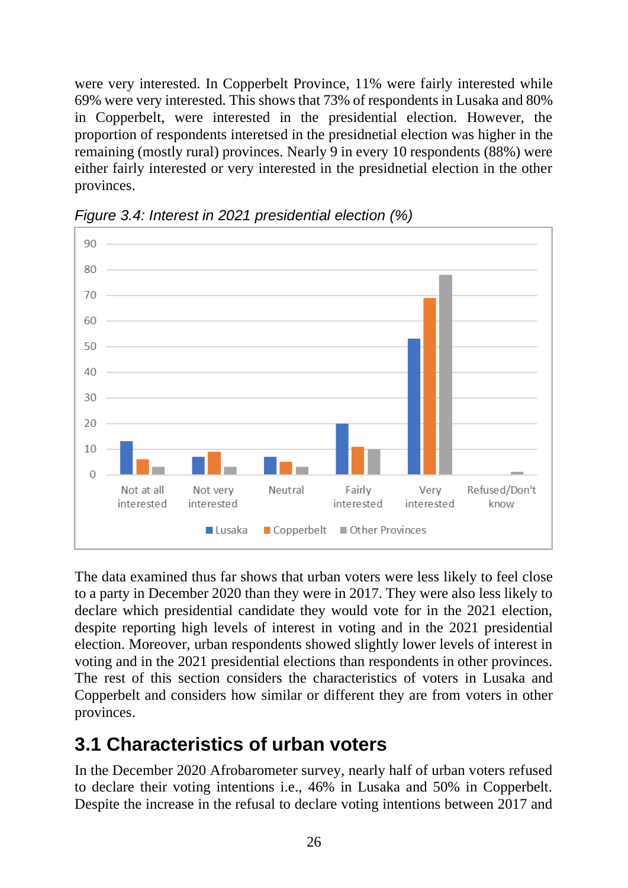were very interested. In Copperbelt Province, 11% were fairly interested while 69% were very interested. This shows that 73% of respondents in Lusaka and 80% in Copperbelt, were interested in the presidential election. However, the proportion of respondents interetsed in the presidnetial election was higher in the remaining (mostly rural) provinces. Nearly 9 in every 10 respondents (88%) were either fairly interested or very interested in the presidnetial election in the other provinces.

*Figure 3.4: Interest in 2021 presidential election (%)*

The data examined thus far shows that urban voters were less likely to feel close to a party in December 2020 than they were in 2017. They were also less likely to declare which presidential candidate they would vote for in the 2021 election, despite reporting high levels of interest in voting and in the 2021 presidential election. Moreover, urban respondents showed slightly lower levels of interest in voting and in the 2021 presidential elections than respondents in other provinces. The rest of this section considers the characteristics of voters in Lusaka and Copperbelt and considers how similar or different they are from voters in other provinces.

## 3.1 Characteristics of urban voters

In the December 2020 Afrobarometer survey, nearly half of urban voters refused to declare their voting intentions i.e., 46% in Lusaka and 50% in Copperbelt. Despite the increase in the refusal to declare voting intentions between 2017 and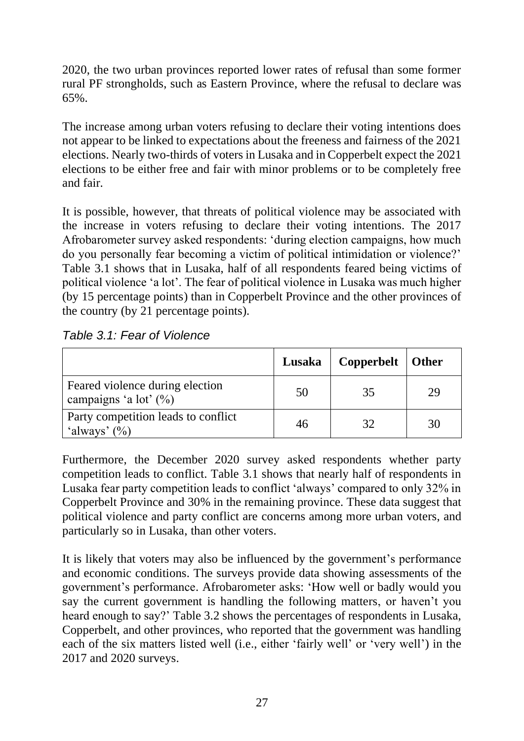2020, the two urban provinces reported lower rates of refusal than some former rural PF strongholds, such as Eastern Province, where the refusal to declare was 65%.

The increase among urban voters refusing to declare their voting intentions does not appear to be linked to expectations about the freeness and fairness of the 2021 elections. Nearly two-thirds of voters in Lusaka and in Copperbelt expect the 2021 elections to be either free and fair with minor problems or to be completely free and fair.

It is possible, however, that threats of political violence may be associated with the increase in voters refusing to declare their voting intentions. The 2017 Afrobarometer survey asked respondents: 'during election campaigns, how much do you personally fear becoming a victim of political intimidation or violence?' Table 3.1 shows that in Lusaka, half of all respondents feared being victims of political violence 'a lot'. The fear of political violence in Lusaka was much higher (by 15 percentage points) than in Copperbelt Province and the other provinces of the country (by 21 percentage points).

*Table 3.1: Fear of Violence*

| | Lusaka | Copperbelt | Other |
|---|---|---|---|
| Feared violence during election campaigns 'a lot' (%) | 50 | 35 | 29 |
| Party competition leads to conflict 'always' (%) | 46 | 32 | 30 |

Furthermore, the December 2020 survey asked respondents whether party competition leads to conflict. Table 3.1 shows that nearly half of respondents in Lusaka fear party competition leads to conflict 'always' compared to only 32% in Copperbelt Province and 30% in the remaining province. These data suggest that political violence and party conflict are concerns among more urban voters, and particularly so in Lusaka, than other voters.

It is likely that voters may also be influenced by the government's performance and economic conditions. The surveys provide data showing assessments of the government's performance. Afrobarometer asks: 'How well or badly would you say the current government is handling the following matters, or haven't you heard enough to say?' Table 3.2 shows the percentages of respondents in Lusaka, Copperbelt, and other provinces, who reported that the government was handling each of the six matters listed well (i.e., either 'fairly well' or 'very well') in the 2017 and 2020 surveys.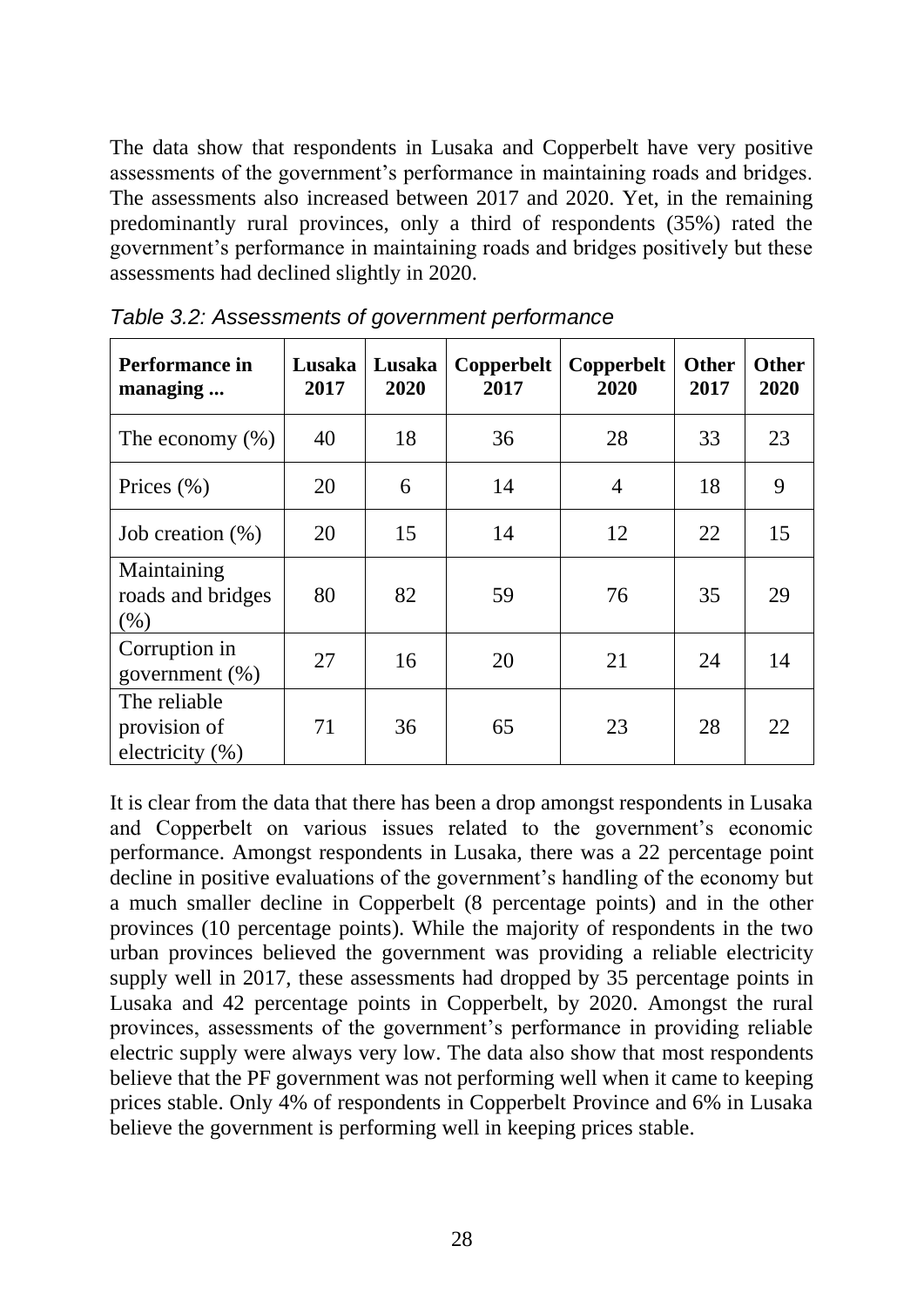The data show that respondents in Lusaka and Copperbelt have very positive assessments of the government's performance in maintaining roads and bridges. The assessments also increased between 2017 and 2020. Yet, in the remaining predominantly rural provinces, only a third of respondents (35%) rated the government's performance in maintaining roads and bridges positively but these assessments had declined slightly in 2020.

*Table 3.2: Assessments of government performance*

| Performance in managing ... | Lusaka 2017 | Lusaka 2020 | Copperbelt 2017 | Copperbelt 2020 | Other 2017 | Other 2020 |
|---|---|---|---|---|---|---|
| The economy (%) | 40 | 18 | 36 | 28 | 33 | 23 |
| Prices (%) | 20 | 6 | 14 | 4 | 18 | 9 |
| Job creation (%) | 20 | 15 | 14 | 12 | 22 | 15 |
| Maintaining roads and bridges (%) | 80 | 82 | 59 | 76 | 35 | 29 |
| Corruption in government (%) | 27 | 16 | 20 | 21 | 24 | 14 |
| The reliable provision of electricity (%) | 71 | 36 | 65 | 23 | 28 | 22 |

It is clear from the data that there has been a drop amongst respondents in Lusaka and Copperbelt on various issues related to the government's economic performance. Amongst respondents in Lusaka, there was a 22 percentage point decline in positive evaluations of the government's handling of the economy but a much smaller decline in Copperbelt (8 percentage points) and in the other provinces (10 percentage points). While the majority of respondents in the two urban provinces believed the government was providing a reliable electricity supply well in 2017, these assessments had dropped by 35 percentage points in Lusaka and 42 percentage points in Copperbelt, by 2020. Amongst the rural provinces, assessments of the government's performance in providing reliable electric supply were always very low. The data also show that most respondents believe that the PF government was not performing well when it came to keeping prices stable. Only 4% of respondents in Copperbelt Province and 6% in Lusaka believe the government is performing well in keeping prices stable.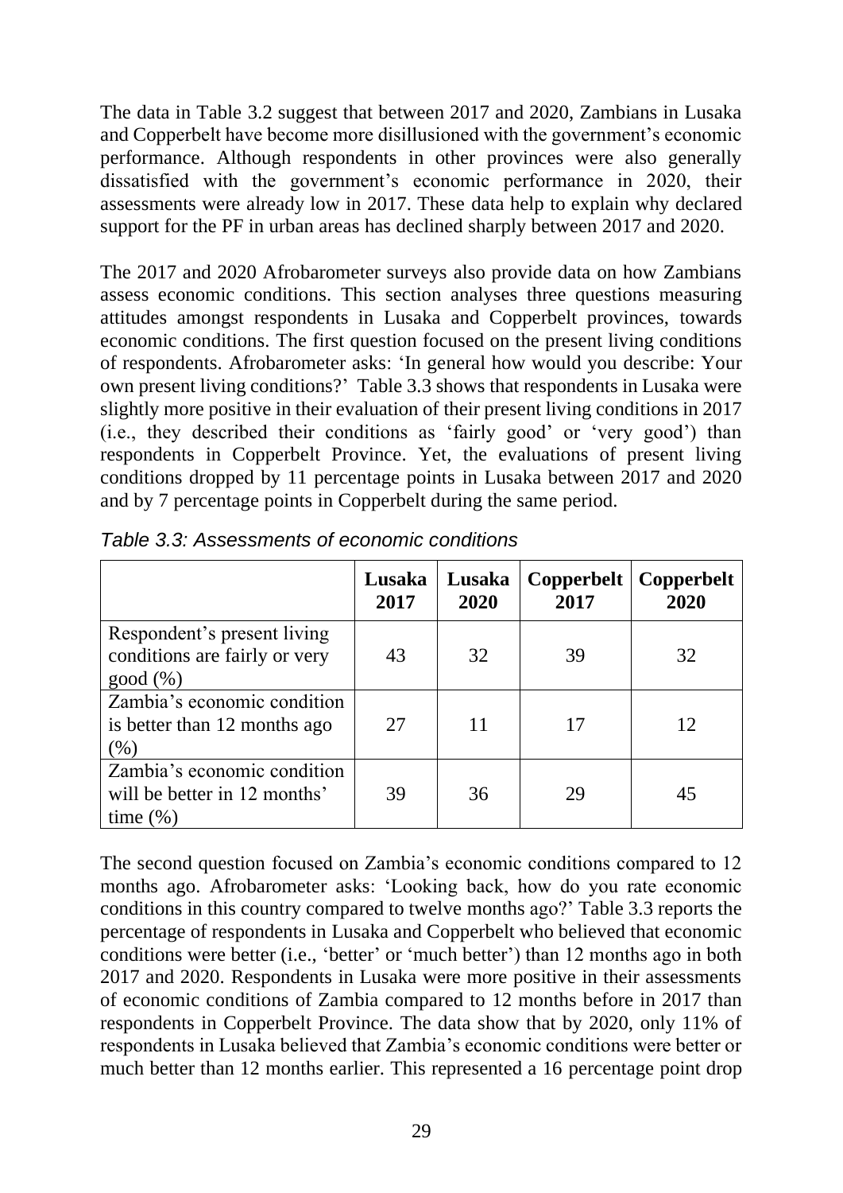The data in Table 3.2 suggest that between 2017 and 2020, Zambians in Lusaka and Copperbelt have become more disillusioned with the government's economic performance. Although respondents in other provinces were also generally dissatisfied with the government's economic performance in 2020, their assessments were already low in 2017. These data help to explain why declared support for the PF in urban areas has declined sharply between 2017 and 2020.

The 2017 and 2020 Afrobarometer surveys also provide data on how Zambians assess economic conditions. This section analyses three questions measuring attitudes amongst respondents in Lusaka and Copperbelt provinces, towards economic conditions. The first question focused on the present living conditions of respondents. Afrobarometer asks: 'In general how would you describe: Your own present living conditions?' Table 3.3 shows that respondents in Lusaka were slightly more positive in their evaluation of their present living conditions in 2017 (i.e., they described their conditions as 'fairly good' or 'very good') than respondents in Copperbelt Province. Yet, the evaluations of present living conditions dropped by 11 percentage points in Lusaka between 2017 and 2020 and by 7 percentage points in Copperbelt during the same period.

*Table 3.3: Assessments of economic conditions*

| | **Lusaka 2017** | **Lusaka 2020** | **Copperbelt 2017** | **Copperbelt 2020** |
|---|---|---|---|---|
| Respondent's present living conditions are fairly or very good (%) | 43 | 32 | 39 | 32 |
| Zambia's economic condition is better than 12 months ago (%) | 27 | 11 | 17 | 12 |
| Zambia's economic condition will be better in 12 months' time (%) | 39 | 36 | 29 | 45 |

The second question focused on Zambia's economic conditions compared to 12 months ago. Afrobarometer asks: 'Looking back, how do you rate economic conditions in this country compared to twelve months ago?' Table 3.3 reports the percentage of respondents in Lusaka and Copperbelt who believed that economic conditions were better (i.e., 'better' or 'much better') than 12 months ago in both 2017 and 2020. Respondents in Lusaka were more positive in their assessments of economic conditions of Zambia compared to 12 months before in 2017 than respondents in Copperbelt Province. The data show that by 2020, only 11% of respondents in Lusaka believed that Zambia's economic conditions were better or much better than 12 months earlier. This represented a 16 percentage point drop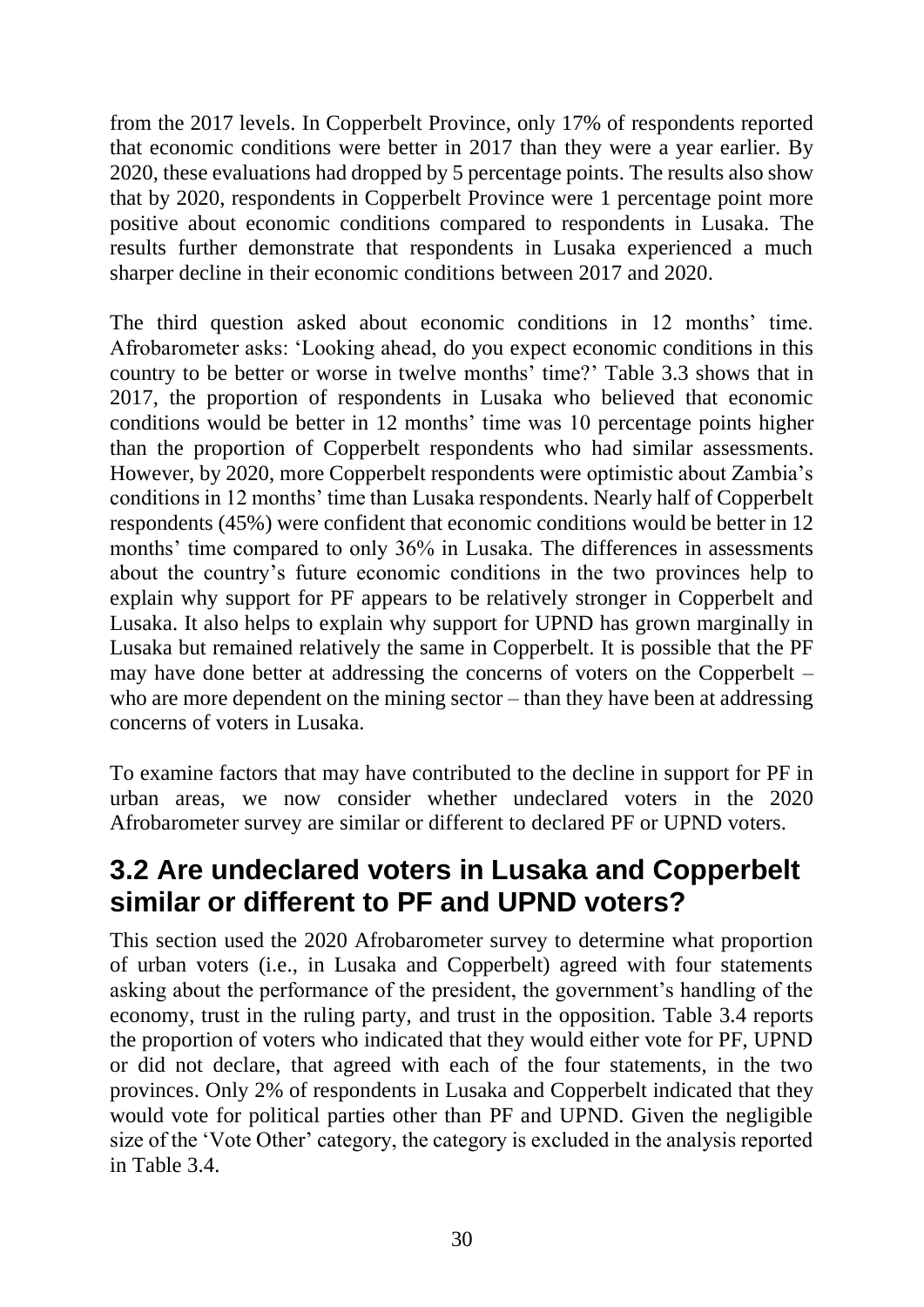from the 2017 levels. In Copperbelt Province, only 17% of respondents reported that economic conditions were better in 2017 than they were a year earlier. By 2020, these evaluations had dropped by 5 percentage points. The results also show that by 2020, respondents in Copperbelt Province were 1 percentage point more positive about economic conditions compared to respondents in Lusaka. The results further demonstrate that respondents in Lusaka experienced a much sharper decline in their economic conditions between 2017 and 2020.

The third question asked about economic conditions in 12 months' time. Afrobarometer asks: 'Looking ahead, do you expect economic conditions in this country to be better or worse in twelve months' time?' Table 3.3 shows that in 2017, the proportion of respondents in Lusaka who believed that economic conditions would be better in 12 months' time was 10 percentage points higher than the proportion of Copperbelt respondents who had similar assessments. However, by 2020, more Copperbelt respondents were optimistic about Zambia's conditions in 12 months' time than Lusaka respondents. Nearly half of Copperbelt respondents (45%) were confident that economic conditions would be better in 12 months' time compared to only 36% in Lusaka. The differences in assessments about the country's future economic conditions in the two provinces help to explain why support for PF appears to be relatively stronger in Copperbelt and Lusaka. It also helps to explain why support for UPND has grown marginally in Lusaka but remained relatively the same in Copperbelt. It is possible that the PF may have done better at addressing the concerns of voters on the Copperbelt – who are more dependent on the mining sector – than they have been at addressing concerns of voters in Lusaka.

To examine factors that may have contributed to the decline in support for PF in urban areas, we now consider whether undeclared voters in the 2020 Afrobarometer survey are similar or different to declared PF or UPND voters.

## 3.2 Are undeclared voters in Lusaka and Copperbelt similar or different to PF and UPND voters?

This section used the 2020 Afrobarometer survey to determine what proportion of urban voters (i.e., in Lusaka and Copperbelt) agreed with four statements asking about the performance of the president, the government's handling of the economy, trust in the ruling party, and trust in the opposition. Table 3.4 reports the proportion of voters who indicated that they would either vote for PF, UPND or did not declare, that agreed with each of the four statements, in the two provinces. Only 2% of respondents in Lusaka and Copperbelt indicated that they would vote for political parties other than PF and UPND. Given the negligible size of the 'Vote Other' category, the category is excluded in the analysis reported in Table 3.4.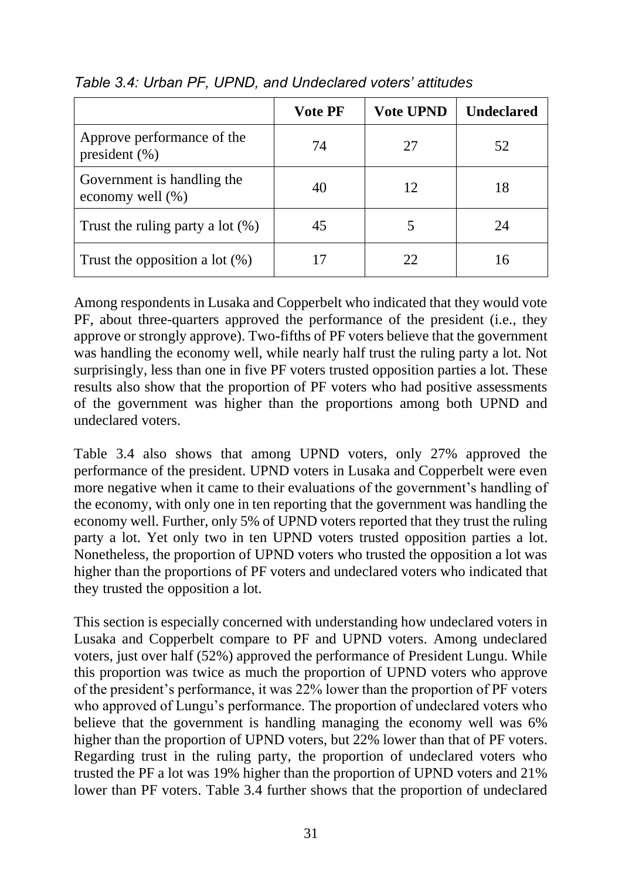*Table 3.4: Urban PF, UPND, and Undeclared voters' attitudes*

| | Vote PF | Vote UPND | Undeclared |
|---|---|---|---|
| Approve performance of the president (%) | 74 | 27 | 52 |
| Government is handling the economy well (%) | 40 | 12 | 18 |
| Trust the ruling party a lot (%) | 45 | 5 | 24 |
| Trust the opposition a lot (%) | 17 | 22 | 16 |

Among respondents in Lusaka and Copperbelt who indicated that they would vote PF, about three-quarters approved the performance of the president (i.e., they approve or strongly approve). Two-fifths of PF voters believe that the government was handling the economy well, while nearly half trust the ruling party a lot. Not surprisingly, less than one in five PF voters trusted opposition parties a lot. These results also show that the proportion of PF voters who had positive assessments of the government was higher than the proportions among both UPND and undeclared voters.

Table 3.4 also shows that among UPND voters, only 27% approved the performance of the president. UPND voters in Lusaka and Copperbelt were even more negative when it came to their evaluations of the government's handling of the economy, with only one in ten reporting that the government was handling the economy well. Further, only 5% of UPND voters reported that they trust the ruling party a lot. Yet only two in ten UPND voters trusted opposition parties a lot. Nonetheless, the proportion of UPND voters who trusted the opposition a lot was higher than the proportions of PF voters and undeclared voters who indicated that they trusted the opposition a lot.

This section is especially concerned with understanding how undeclared voters in Lusaka and Copperbelt compare to PF and UPND voters. Among undeclared voters, just over half (52%) approved the performance of President Lungu. While this proportion was twice as much the proportion of UPND voters who approve of the president's performance, it was 22% lower than the proportion of PF voters who approved of Lungu's performance. The proportion of undeclared voters who believe that the government is handling managing the economy well was 6% higher than the proportion of UPND voters, but 22% lower than that of PF voters. Regarding trust in the ruling party, the proportion of undeclared voters who trusted the PF a lot was 19% higher than the proportion of UPND voters and 21% lower than PF voters. Table 3.4 further shows that the proportion of undeclared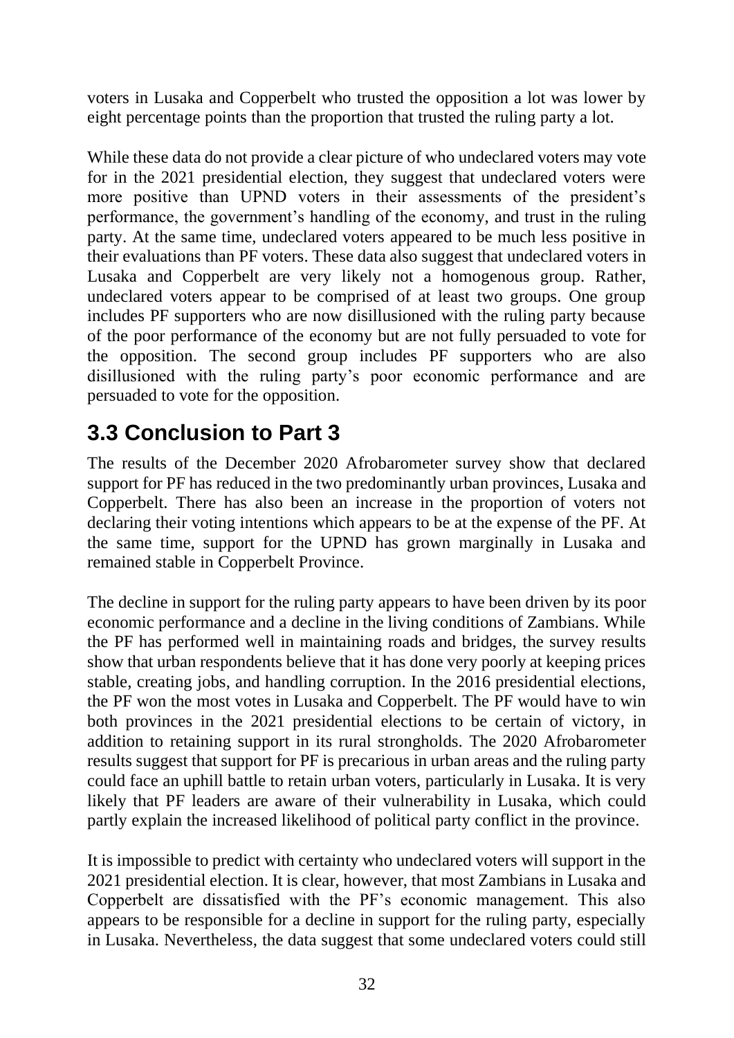voters in Lusaka and Copperbelt who trusted the opposition a lot was lower by eight percentage points than the proportion that trusted the ruling party a lot.

While these data do not provide a clear picture of who undeclared voters may vote for in the 2021 presidential election, they suggest that undeclared voters were more positive than UPND voters in their assessments of the president's performance, the government's handling of the economy, and trust in the ruling party. At the same time, undeclared voters appeared to be much less positive in their evaluations than PF voters. These data also suggest that undeclared voters in Lusaka and Copperbelt are very likely not a homogenous group. Rather, undeclared voters appear to be comprised of at least two groups. One group includes PF supporters who are now disillusioned with the ruling party because of the poor performance of the economy but are not fully persuaded to vote for the opposition. The second group includes PF supporters who are also disillusioned with the ruling party's poor economic performance and are persuaded to vote for the opposition.

## 3.3 Conclusion to Part 3

The results of the December 2020 Afrobarometer survey show that declared support for PF has reduced in the two predominantly urban provinces, Lusaka and Copperbelt. There has also been an increase in the proportion of voters not declaring their voting intentions which appears to be at the expense of the PF. At the same time, support for the UPND has grown marginally in Lusaka and remained stable in Copperbelt Province.

The decline in support for the ruling party appears to have been driven by its poor economic performance and a decline in the living conditions of Zambians. While the PF has performed well in maintaining roads and bridges, the survey results show that urban respondents believe that it has done very poorly at keeping prices stable, creating jobs, and handling corruption. In the 2016 presidential elections, the PF won the most votes in Lusaka and Copperbelt. The PF would have to win both provinces in the 2021 presidential elections to be certain of victory, in addition to retaining support in its rural strongholds. The 2020 Afrobarometer results suggest that support for PF is precarious in urban areas and the ruling party could face an uphill battle to retain urban voters, particularly in Lusaka. It is very likely that PF leaders are aware of their vulnerability in Lusaka, which could partly explain the increased likelihood of political party conflict in the province.

It is impossible to predict with certainty who undeclared voters will support in the 2021 presidential election. It is clear, however, that most Zambians in Lusaka and Copperbelt are dissatisfied with the PF's economic management. This also appears to be responsible for a decline in support for the ruling party, especially in Lusaka. Nevertheless, the data suggest that some undeclared voters could still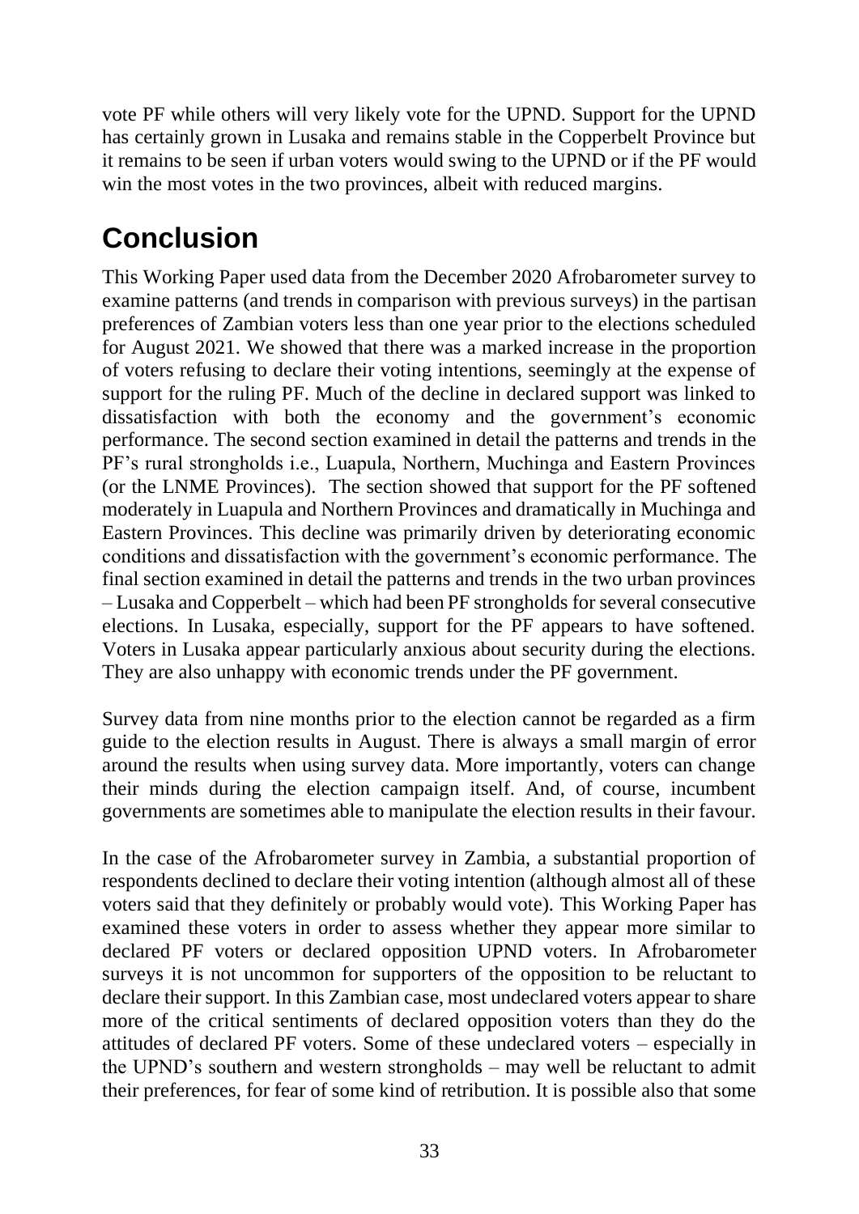vote PF while others will very likely vote for the UPND. Support for the UPND has certainly grown in Lusaka and remains stable in the Copperbelt Province but it remains to be seen if urban voters would swing to the UPND or if the PF would win the most votes in the two provinces, albeit with reduced margins.

# Conclusion

This Working Paper used data from the December 2020 Afrobarometer survey to examine patterns (and trends in comparison with previous surveys) in the partisan preferences of Zambian voters less than one year prior to the elections scheduled for August 2021. We showed that there was a marked increase in the proportion of voters refusing to declare their voting intentions, seemingly at the expense of support for the ruling PF. Much of the decline in declared support was linked to dissatisfaction with both the economy and the government's economic performance. The second section examined in detail the patterns and trends in the PF's rural strongholds i.e., Luapula, Northern, Muchinga and Eastern Provinces (or the LNME Provinces). The section showed that support for the PF softened moderately in Luapula and Northern Provinces and dramatically in Muchinga and Eastern Provinces. This decline was primarily driven by deteriorating economic conditions and dissatisfaction with the government's economic performance. The final section examined in detail the patterns and trends in the two urban provinces – Lusaka and Copperbelt – which had been PF strongholds for several consecutive elections. In Lusaka, especially, support for the PF appears to have softened. Voters in Lusaka appear particularly anxious about security during the elections. They are also unhappy with economic trends under the PF government.

Survey data from nine months prior to the election cannot be regarded as a firm guide to the election results in August. There is always a small margin of error around the results when using survey data. More importantly, voters can change their minds during the election campaign itself. And, of course, incumbent governments are sometimes able to manipulate the election results in their favour.

In the case of the Afrobarometer survey in Zambia, a substantial proportion of respondents declined to declare their voting intention (although almost all of these voters said that they definitely or probably would vote). This Working Paper has examined these voters in order to assess whether they appear more similar to declared PF voters or declared opposition UPND voters. In Afrobarometer surveys it is not uncommon for supporters of the opposition to be reluctant to declare their support. In this Zambian case, most undeclared voters appear to share more of the critical sentiments of declared opposition voters than they do the attitudes of declared PF voters. Some of these undeclared voters – especially in the UPND's southern and western strongholds – may well be reluctant to admit their preferences, for fear of some kind of retribution. It is possible also that some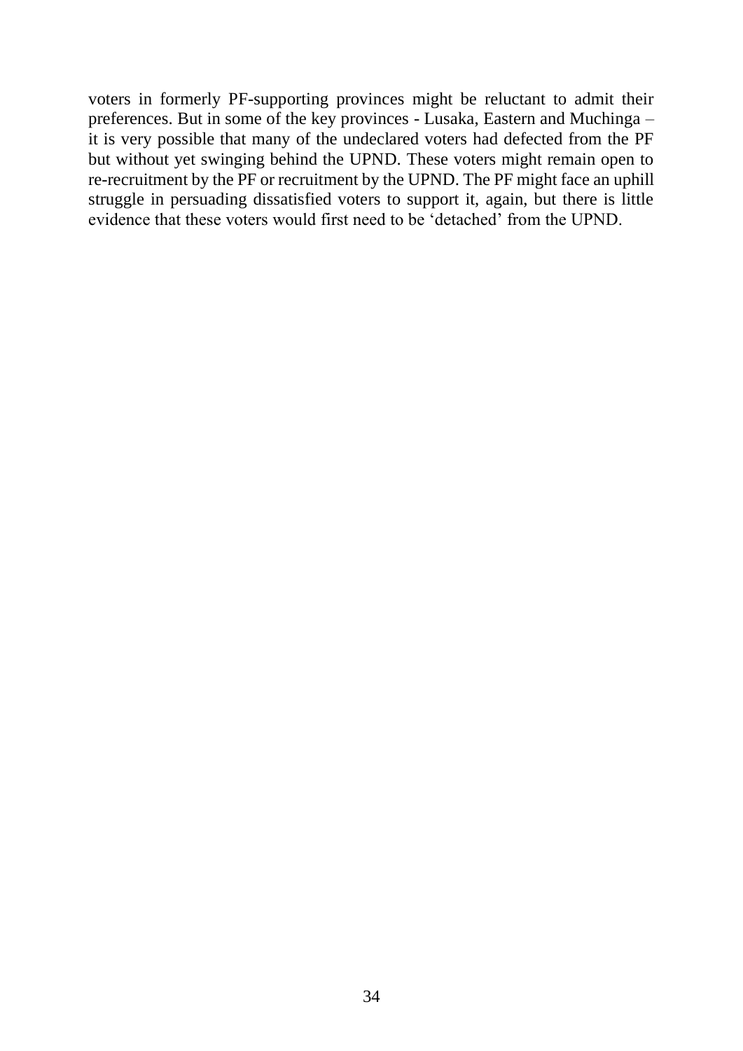voters in formerly PF-supporting provinces might be reluctant to admit their preferences. But in some of the key provinces - Lusaka, Eastern and Muchinga – it is very possible that many of the undeclared voters had defected from the PF but without yet swinging behind the UPND. These voters might remain open to re-recruitment by the PF or recruitment by the UPND. The PF might face an uphill struggle in persuading dissatisfied voters to support it, again, but there is little evidence that these voters would first need to be 'detached' from the UPND.